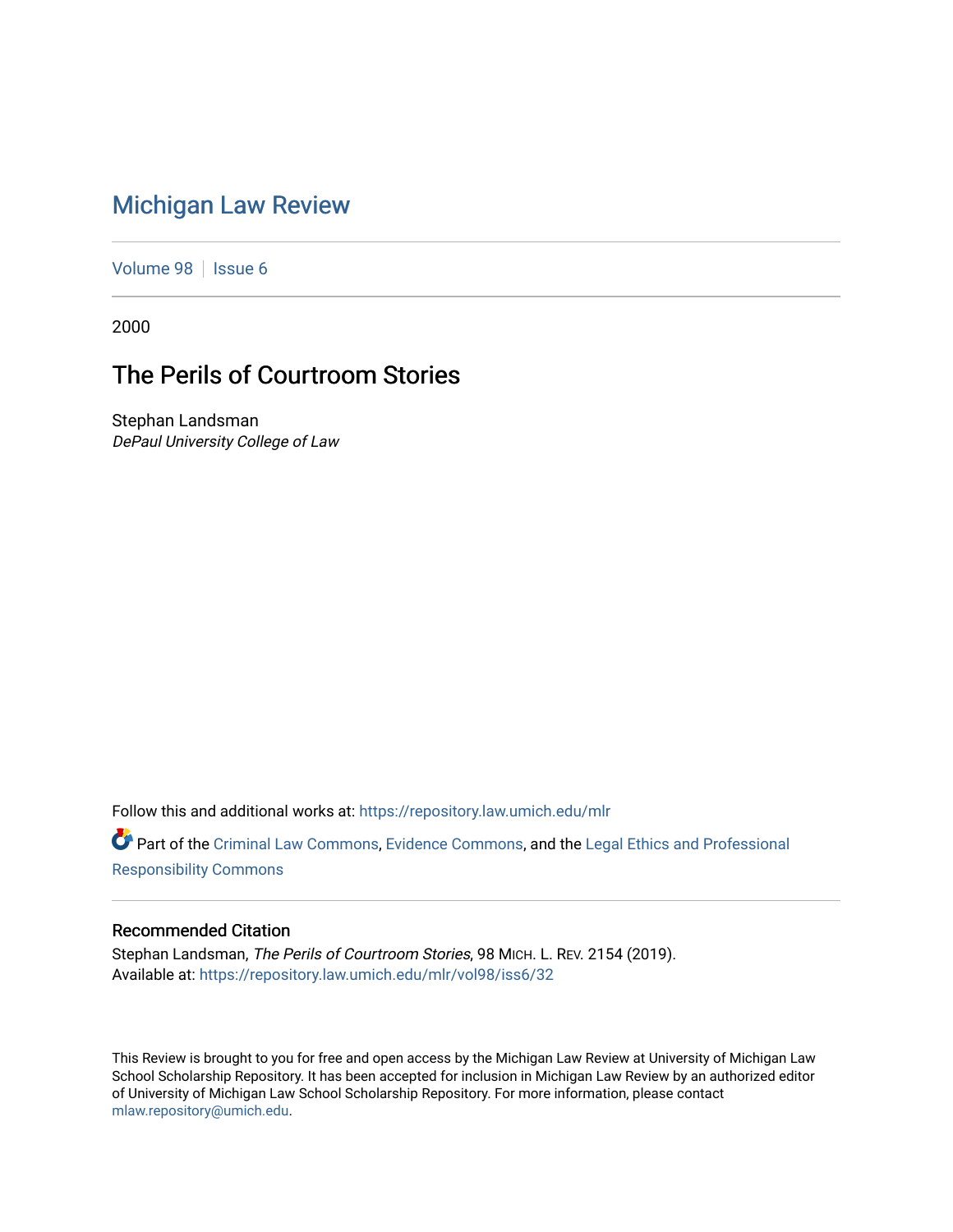# Michigan Law Review

Volume 98 | Issue 6

2000

## The Perils of Courtroom Stories

Stephan Landsman
*DePaul University College of Law*

Follow this and additional works at: https://repository.law.umich.edu/mlr

Part of the Criminal Law Commons, Evidence Commons, and the Legal Ethics and Professional Responsibility Commons

### Recommended Citation

Stephan Landsman, *The Perils of Courtroom Stories*, 98 Mich. L. Rev. 2154 (2019).
Available at: https://repository.law.umich.edu/mlr/vol98/iss6/32

This Review is brought to you for free and open access by the Michigan Law Review at University of Michigan Law School Scholarship Repository. It has been accepted for inclusion in Michigan Law Review by an authorized editor of University of Michigan Law School Scholarship Repository. For more information, please contact mlaw.repository@umich.edu.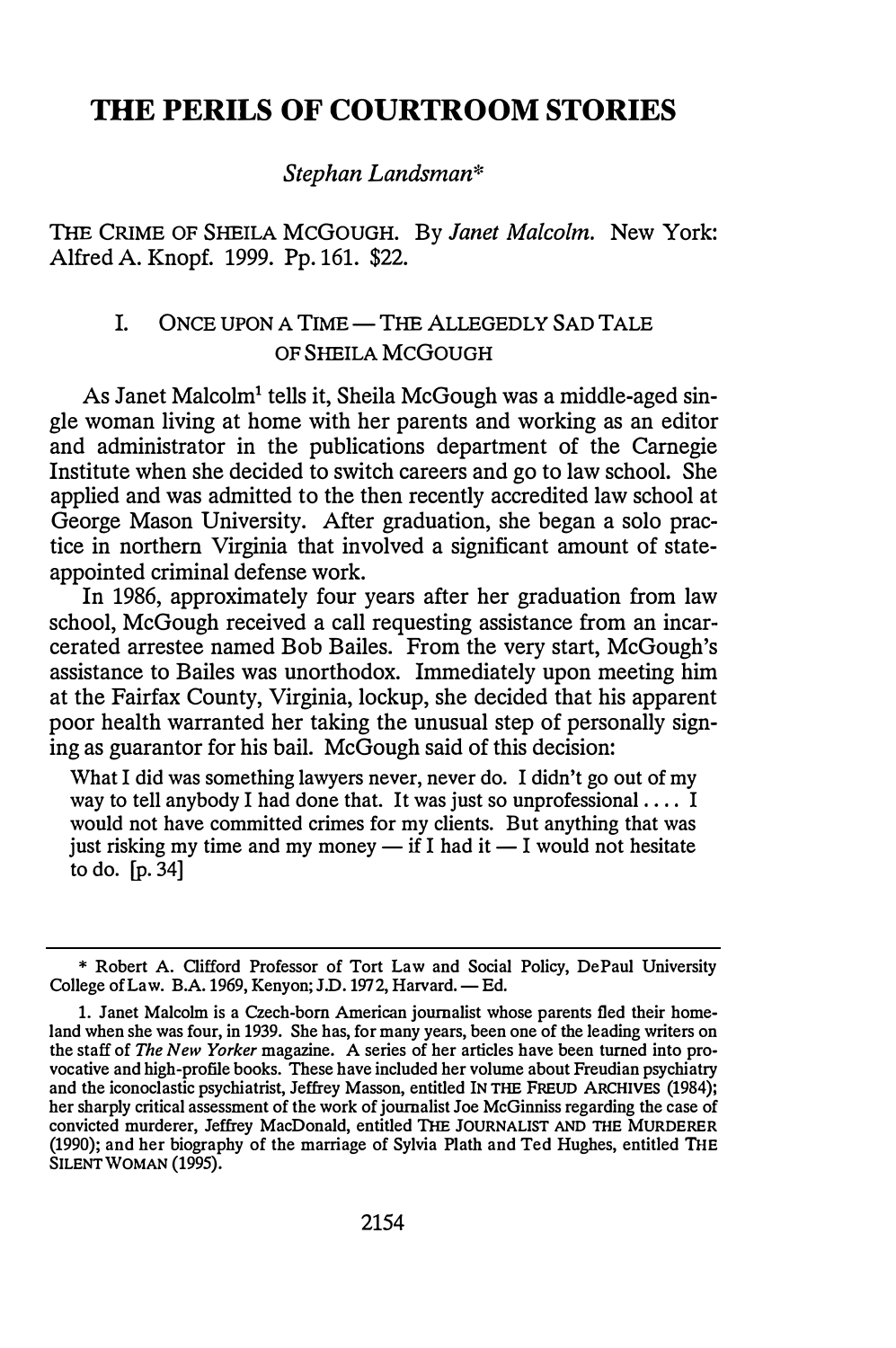# THE PERILS OF COURTROOM STORIES

*Stephan Landsman\**

THE CRIME OF SHEILA MCGOUGH. By *Janet Malcolm*. New York: Alfred A. Knopf. 1999. Pp. 161. $22.

## I. ONCE UPON A TIME — THE ALLEGEDLY SAD TALE OF SHEILA MCGOUGH

As Janet Malcolm[1] tells it, Sheila McGough was a middle-aged single woman living at home with her parents and working as an editor and administrator in the publications department of the Carnegie Institute when she decided to switch careers and go to law school. She applied and was admitted to the then recently accredited law school at George Mason University. After graduation, she began a solo practice in northern Virginia that involved a significant amount of state-appointed criminal defense work.

In 1986, approximately four years after her graduation from law school, McGough received a call requesting assistance from an incarcerated arrestee named Bob Bailes. From the very start, McGough's assistance to Bailes was unorthodox. Immediately upon meeting him at the Fairfax County, Virginia, lockup, she decided that his apparent poor health warranted her taking the unusual step of personally signing as guarantor for his bail. McGough said of this decision:

> What I did was something lawyers never, never do. I didn't go out of my way to tell anybody I had done that. It was just so unprofessional .... I would not have committed crimes for my clients. But anything that was just risking my time and my money — if I had it — I would not hesitate to do. [p. 34]

---

\* Robert A. Clifford Professor of Tort Law and Social Policy, DePaul University College of Law. B.A. 1969, Kenyon; J.D. 1972, Harvard. — Ed.

1. Janet Malcolm is a Czech-born American journalist whose parents fled their homeland when she was four, in 1939. She has, for many years, been one of the leading writers on the staff of *The New Yorker* magazine. A series of her articles have been turned into provocative and high-profile books. These have included her volume about Freudian psychiatry and the iconoclastic psychiatrist, Jeffrey Masson, entitled IN THE FREUD ARCHIVES (1984); her sharply critical assessment of the work of journalist Joe McGinniss regarding the case of convicted murderer, Jeffrey MacDonald, entitled THE JOURNALIST AND THE MURDERER (1990); and her biography of the marriage of Sylvia Plath and Ted Hughes, entitled THE SILENT WOMAN (1995).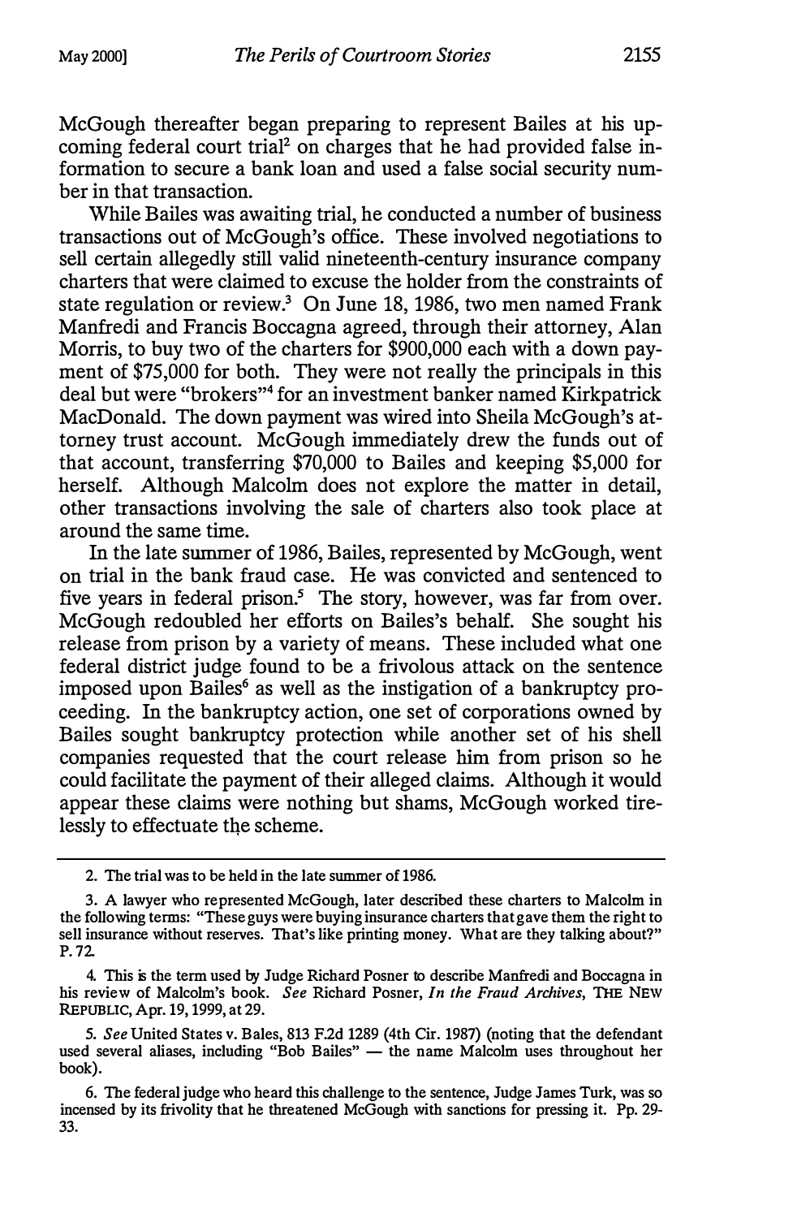McGough thereafter began preparing to represent Bailes at his upcoming federal court trial[2] on charges that he had provided false information to secure a bank loan and used a false social security number in that transaction.

While Bailes was awaiting trial, he conducted a number of business transactions out of McGough's office. These involved negotiations to sell certain allegedly still valid nineteenth-century insurance company charters that were claimed to excuse the holder from the constraints of state regulation or review.[3] On June 18, 1986, two men named Frank Manfredi and Francis Boccagna agreed, through their attorney, Alan Morris, to buy two of the charters for $900,000 each with a down payment of $75,000 for both. They were not really the principals in this deal but were "brokers"[4] for an investment banker named Kirkpatrick MacDonald. The down payment was wired into Sheila McGough's attorney trust account. McGough immediately drew the funds out of that account, transferring $70,000 to Bailes and keeping $5,000 for herself. Although Malcolm does not explore the matter in detail, other transactions involving the sale of charters also took place at around the same time.

In the late summer of 1986, Bailes, represented by McGough, went on trial in the bank fraud case. He was convicted and sentenced to five years in federal prison.[5] The story, however, was far from over. McGough redoubled her efforts on Bailes's behalf. She sought his release from prison by a variety of means. These included what one federal district judge found to be a frivolous attack on the sentence imposed upon Bailes[6] as well as the instigation of a bankruptcy proceeding. In the bankruptcy action, one set of corporations owned by Bailes sought bankruptcy protection while another set of his shell companies requested that the court release him from prison so he could facilitate the payment of their alleged claims. Although it would appear these claims were nothing but shams, McGough worked tirelessly to effectuate the scheme.

---

2. The trial was to be held in the late summer of 1986.

3. A lawyer who represented McGough, later described these charters to Malcolm in the following terms: "These guys were buying insurance charters that gave them the right to sell insurance without reserves. That's like printing money. What are they talking about?" P. 72.

4. This is the term used by Judge Richard Posner to describe Manfredi and Boccagna in his review of Malcolm's book. *See* Richard Posner, *In the Fraud Archives*, THE NEW REPUBLIC, Apr. 19, 1999, at 29.

5. *See* United States v. Bales, 813 F.2d 1289 (4th Cir. 1987) (noting that the defendant used several aliases, including "Bob Bailes" — the name Malcolm uses throughout her book).

6. The federal judge who heard this challenge to the sentence, Judge James Turk, was so incensed by its frivolity that he threatened McGough with sanctions for pressing it. Pp. 29-33.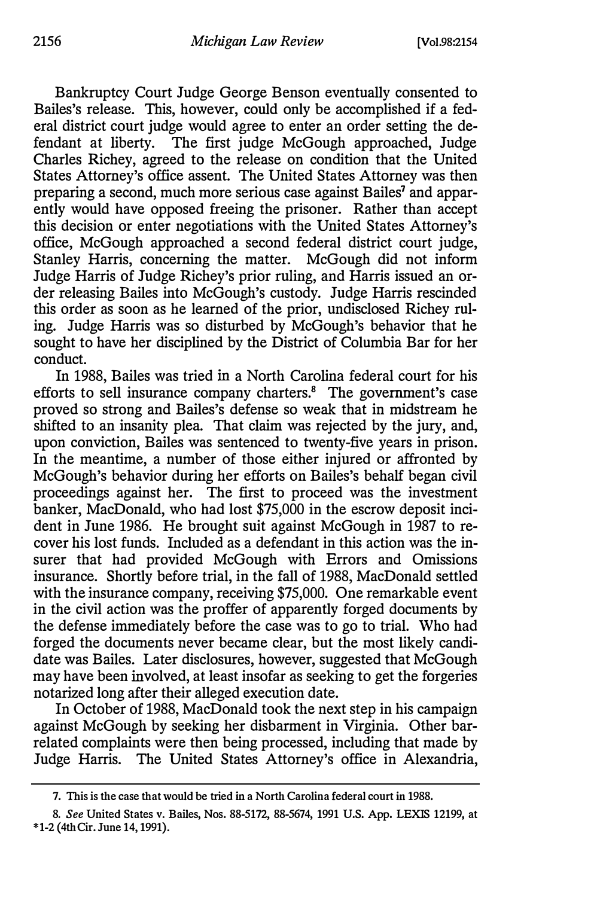Bankruptcy Court Judge George Benson eventually consented to Bailes's release. This, however, could only be accomplished if a federal district court judge would agree to enter an order setting the defendant at liberty. The first judge McGough approached, Judge Charles Richey, agreed to the release on condition that the United States Attorney's office assent. The United States Attorney was then preparing a second, much more serious case against Bailes[7] and apparently would have opposed freeing the prisoner. Rather than accept this decision or enter negotiations with the United States Attorney's office, McGough approached a second federal district court judge, Stanley Harris, concerning the matter. McGough did not inform Judge Harris of Judge Richey's prior ruling, and Harris issued an order releasing Bailes into McGough's custody. Judge Harris rescinded this order as soon as he learned of the prior, undisclosed Richey ruling. Judge Harris was so disturbed by McGough's behavior that he sought to have her disciplined by the District of Columbia Bar for her conduct.

In 1988, Bailes was tried in a North Carolina federal court for his efforts to sell insurance company charters.[8] The government's case proved so strong and Bailes's defense so weak that in midstream he shifted to an insanity plea. That claim was rejected by the jury, and, upon conviction, Bailes was sentenced to twenty-five years in prison. In the meantime, a number of those either injured or affronted by McGough's behavior during her efforts on Bailes's behalf began civil proceedings against her. The first to proceed was the investment banker, MacDonald, who had lost $75,000 in the escrow deposit incident in June 1986. He brought suit against McGough in 1987 to recover his lost funds. Included as a defendant in this action was the insurer that had provided McGough with Errors and Omissions insurance. Shortly before trial, in the fall of 1988, MacDonald settled with the insurance company, receiving $75,000. One remarkable event in the civil action was the proffer of apparently forged documents by the defense immediately before the case was to go to trial. Who had forged the documents never became clear, but the most likely candidate was Bailes. Later disclosures, however, suggested that McGough may have been involved, at least insofar as seeking to get the forgeries notarized long after their alleged execution date.

In October of 1988, MacDonald took the next step in his campaign against McGough by seeking her disbarment in Virginia. Other bar-related complaints were then being processed, including that made by Judge Harris. The United States Attorney's office in Alexandria,

---

7. This is the case that would be tried in a North Carolina federal court in 1988.

8. *See* United States v. Bailes, Nos. 88-5172, 88-5674, 1991 U.S. App. LEXIS 12199, at *1-2 (4th Cir. June 14, 1991).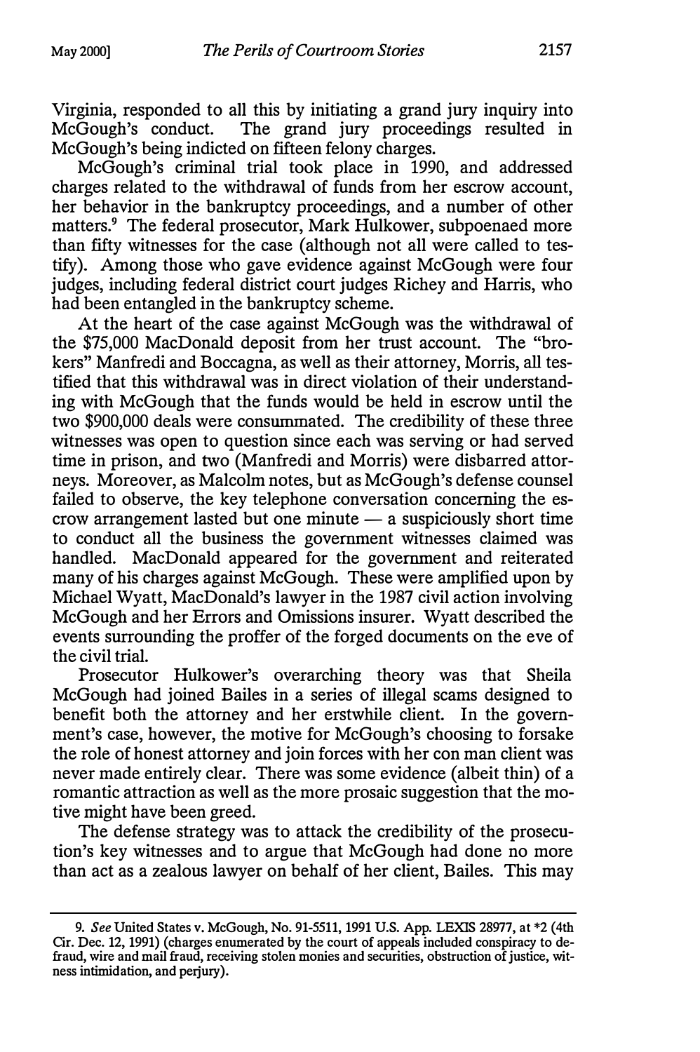Virginia, responded to all this by initiating a grand jury inquiry into McGough's conduct. The grand jury proceedings resulted in McGough's being indicted on fifteen felony charges.

McGough's criminal trial took place in 1990, and addressed charges related to the withdrawal of funds from her escrow account, her behavior in the bankruptcy proceedings, and a number of other matters.[9] The federal prosecutor, Mark Hulkower, subpoenaed more than fifty witnesses for the case (although not all were called to testify). Among those who gave evidence against McGough were four judges, including federal district court judges Richey and Harris, who had been entangled in the bankruptcy scheme.

At the heart of the case against McGough was the withdrawal of the $75,000 MacDonald deposit from her trust account. The "brokers" Manfredi and Boccagna, as well as their attorney, Morris, all testified that this withdrawal was in direct violation of their understanding with McGough that the funds would be held in escrow until the two $900,000 deals were consummated. The credibility of these three witnesses was open to question since each was serving or had served time in prison, and two (Manfredi and Morris) were disbarred attorneys. Moreover, as Malcolm notes, but as McGough's defense counsel failed to observe, the key telephone conversation concerning the escrow arrangement lasted but one minute — a suspiciously short time to conduct all the business the government witnesses claimed was handled. MacDonald appeared for the government and reiterated many of his charges against McGough. These were amplified upon by Michael Wyatt, MacDonald's lawyer in the 1987 civil action involving McGough and her Errors and Omissions insurer. Wyatt described the events surrounding the proffer of the forged documents on the eve of the civil trial.

Prosecutor Hulkower's overarching theory was that Sheila McGough had joined Bailes in a series of illegal scams designed to benefit both the attorney and her erstwhile client. In the government's case, however, the motive for McGough's choosing to forsake the role of honest attorney and join forces with her con man client was never made entirely clear. There was some evidence (albeit thin) of a romantic attraction as well as the more prosaic suggestion that the motive might have been greed.

The defense strategy was to attack the credibility of the prosecution's key witnesses and to argue that McGough had done no more than act as a zealous lawyer on behalf of her client, Bailes. This may

---

9. *See* United States v. McGough, No. 91-5511, 1991 U.S. App. LEXIS 28977, at *2 (4th Cir. Dec. 12, 1991) (charges enumerated by the court of appeals included conspiracy to defraud, wire and mail fraud, receiving stolen monies and securities, obstruction of justice, witness intimidation, and perjury).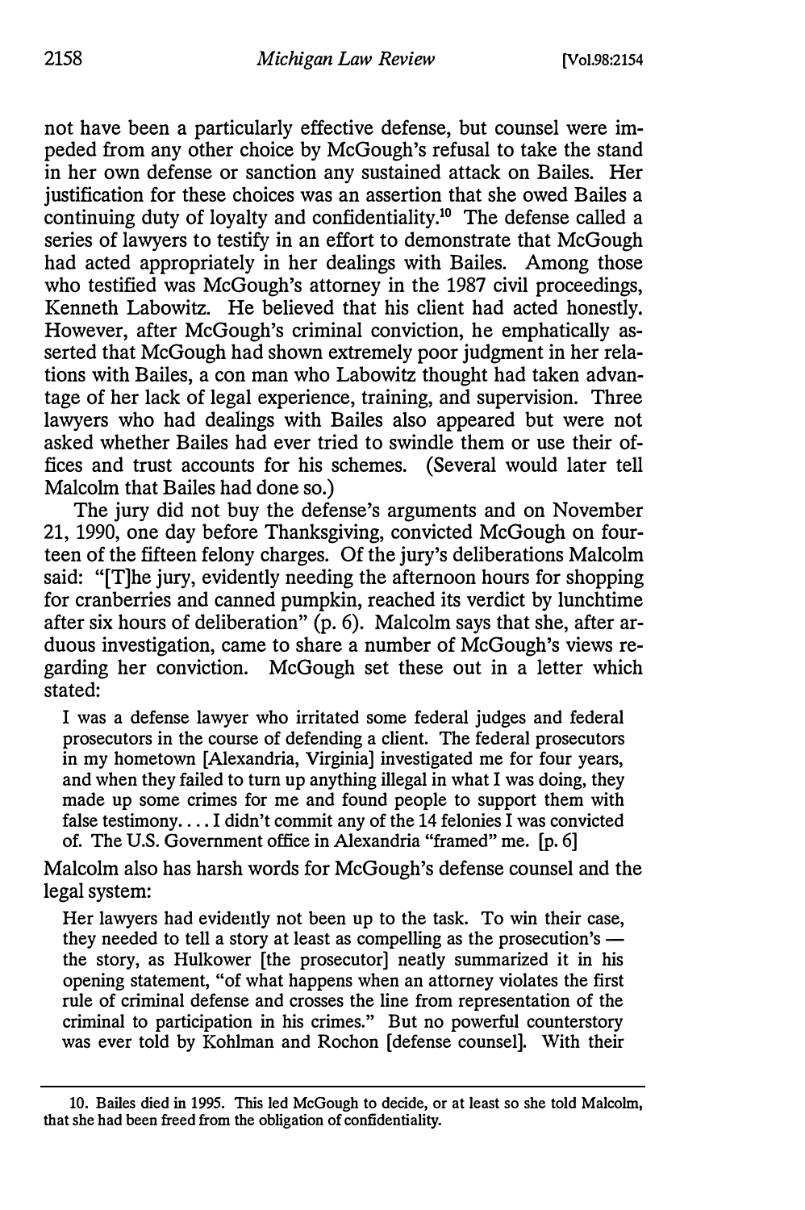not have been a particularly effective defense, but counsel were impeded from any other choice by McGough's refusal to take the stand in her own defense or sanction any sustained attack on Bailes. Her justification for these choices was an assertion that she owed Bailes a continuing duty of loyalty and confidentiality.[10] The defense called a series of lawyers to testify in an effort to demonstrate that McGough had acted appropriately in her dealings with Bailes. Among those who testified was McGough's attorney in the 1987 civil proceedings, Kenneth Labowitz. He believed that his client had acted honestly. However, after McGough's criminal conviction, he emphatically asserted that McGough had shown extremely poor judgment in her relations with Bailes, a con man who Labowitz thought had taken advantage of her lack of legal experience, training, and supervision. Three lawyers who had dealings with Bailes also appeared but were not asked whether Bailes had ever tried to swindle them or use their offices and trust accounts for his schemes. (Several would later tell Malcolm that Bailes had done so.)

The jury did not buy the defense's arguments and on November 21, 1990, one day before Thanksgiving, convicted McGough on fourteen of the fifteen felony charges. Of the jury's deliberations Malcolm said: "[T]he jury, evidently needing the afternoon hours for shopping for cranberries and canned pumpkin, reached its verdict by lunchtime after six hours of deliberation" (p. 6). Malcolm says that she, after arduous investigation, came to share a number of McGough's views regarding her conviction. McGough set these out in a letter which stated:

> I was a defense lawyer who irritated some federal judges and federal prosecutors in the course of defending a client. The federal prosecutors in my hometown [Alexandria, Virginia] investigated me for four years, and when they failed to turn up anything illegal in what I was doing, they made up some crimes for me and found people to support them with false testimony. . . . I didn't commit any of the 14 felonies I was convicted of. The U.S. Government office in Alexandria "framed" me. [p. 6]

Malcolm also has harsh words for McGough's defense counsel and the legal system:

> Her lawyers had evidently not been up to the task. To win their case, they needed to tell a story at least as compelling as the prosecution's — the story, as Hulkower [the prosecutor] neatly summarized it in his opening statement, "of what happens when an attorney violates the first rule of criminal defense and crosses the line from representation of the criminal to participation in his crimes." But no powerful counterstory was ever told by Kohlman and Rochon [defense counsel]. With their

---

10. Bailes died in 1995. This led McGough to decide, or at least so she told Malcolm, that she had been freed from the obligation of confidentiality.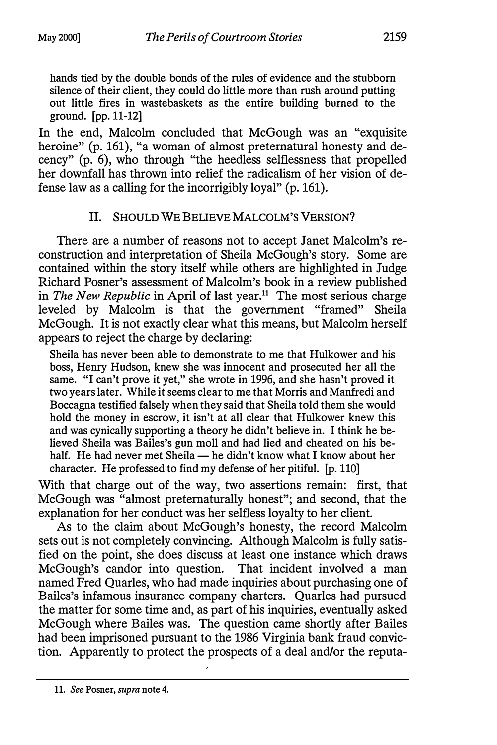> hands tied by the double bonds of the rules of evidence and the stubborn silence of their client, they could do little more than rush around putting out little fires in wastebaskets as the entire building burned to the ground. [pp. 11-12]

In the end, Malcolm concluded that McGough was an "exquisite heroine" (p. 161), "a woman of almost preternatural honesty and decency" (p. 6), who through "the heedless selflessness that propelled her downfall has thrown into relief the radicalism of her vision of defense law as a calling for the incorrigibly loyal" (p. 161).

## II. SHOULD WE BELIEVE MALCOLM'S VERSION?

There are a number of reasons not to accept Janet Malcolm's reconstruction and interpretation of Sheila McGough's story. Some are contained within the story itself while others are highlighted in Judge Richard Posner's assessment of Malcolm's book in a review published in *The New Republic* in April of last year.[11] The most serious charge leveled by Malcolm is that the government "framed" Sheila McGough. It is not exactly clear what this means, but Malcolm herself appears to reject the charge by declaring:

> Sheila has never been able to demonstrate to me that Hulkower and his boss, Henry Hudson, knew she was innocent and prosecuted her all the same. "I can't prove it yet," she wrote in 1996, and she hasn't proved it two years later. While it seems clear to me that Morris and Manfredi and Boccagna testified falsely when they said that Sheila told them she would hold the money in escrow, it isn't at all clear that Hulkower knew this and was cynically supporting a theory he didn't believe in. I think he believed Sheila was Bailes's gun moll and had lied and cheated on his behalf. He had never met Sheila — he didn't know what I know about her character. He professed to find my defense of her pitiful. [p. 110]

With that charge out of the way, two assertions remain: first, that McGough was "almost preternaturally honest"; and second, that the explanation for her conduct was her selfless loyalty to her client.

As to the claim about McGough's honesty, the record Malcolm sets out is not completely convincing. Although Malcolm is fully satisfied on the point, she does discuss at least one instance which draws McGough's candor into question. That incident involved a man named Fred Quarles, who had made inquiries about purchasing one of Bailes's infamous insurance company charters. Quarles had pursued the matter for some time and, as part of his inquiries, eventually asked McGough where Bailes was. The question came shortly after Bailes had been imprisoned pursuant to the 1986 Virginia bank fraud conviction. Apparently to protect the prospects of a deal and/or the reputa-

11. *See* Posner, *supra* note 4.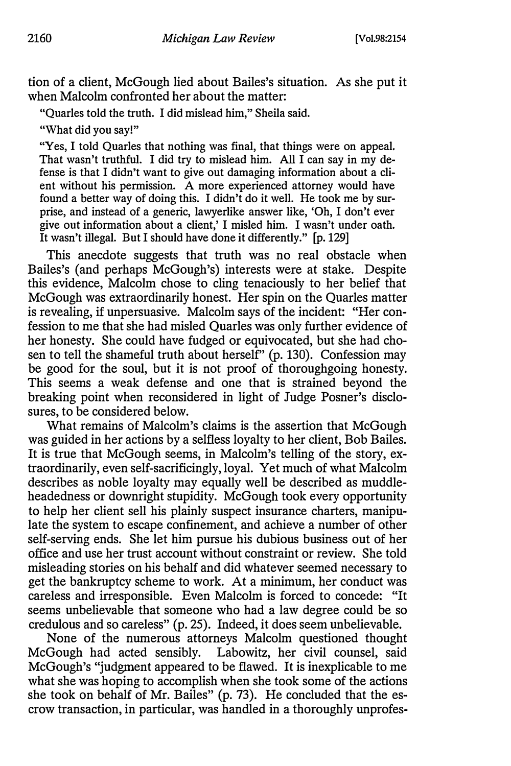tion of a client, McGough lied about Bailes's situation. As she put it when Malcolm confronted her about the matter:

> "Quarles told the truth. I did mislead him," Sheila said.
>
> "What did you say!"
>
> "Yes, I told Quarles that nothing was final, that things were on appeal. That wasn't truthful. I did try to mislead him. All I can say in my defense is that I didn't want to give out damaging information about a client without his permission. A more experienced attorney would have found a better way of doing this. I didn't do it well. He took me by surprise, and instead of a generic, lawyerlike answer like, 'Oh, I don't ever give out information about a client,' I misled him. I wasn't under oath. It wasn't illegal. But I should have done it differently." [p. 129]

This anecdote suggests that truth was no real obstacle when Bailes's (and perhaps McGough's) interests were at stake. Despite this evidence, Malcolm chose to cling tenaciously to her belief that McGough was extraordinarily honest. Her spin on the Quarles matter is revealing, if unpersuasive. Malcolm says of the incident: "Her confession to me that she had misled Quarles was only further evidence of her honesty. She could have fudged or equivocated, but she had chosen to tell the shameful truth about herself" (p. 130). Confession may be good for the soul, but it is not proof of thoroughgoing honesty. This seems a weak defense and one that is strained beyond the breaking point when reconsidered in light of Judge Posner's disclosures, to be considered below.

What remains of Malcolm's claims is the assertion that McGough was guided in her actions by a selfless loyalty to her client, Bob Bailes. It is true that McGough seems, in Malcolm's telling of the story, extraordinarily, even self-sacrificingly, loyal. Yet much of what Malcolm describes as noble loyalty may equally well be described as muddle-headedness or downright stupidity. McGough took every opportunity to help her client sell his plainly suspect insurance charters, manipulate the system to escape confinement, and achieve a number of other self-serving ends. She let him pursue his dubious business out of her office and use her trust account without constraint or review. She told misleading stories on his behalf and did whatever seemed necessary to get the bankruptcy scheme to work. At a minimum, her conduct was careless and irresponsible. Even Malcolm is forced to concede: "It seems unbelievable that someone who had a law degree could be so credulous and so careless" (p. 25). Indeed, it does seem unbelievable.

None of the numerous attorneys Malcolm questioned thought McGough had acted sensibly. Labowitz, her civil counsel, said McGough's "judgment appeared to be flawed. It is inexplicable to me what she was hoping to accomplish when she took some of the actions she took on behalf of Mr. Bailes" (p. 73). He concluded that the escrow transaction, in particular, was handled in a thoroughly unprofes-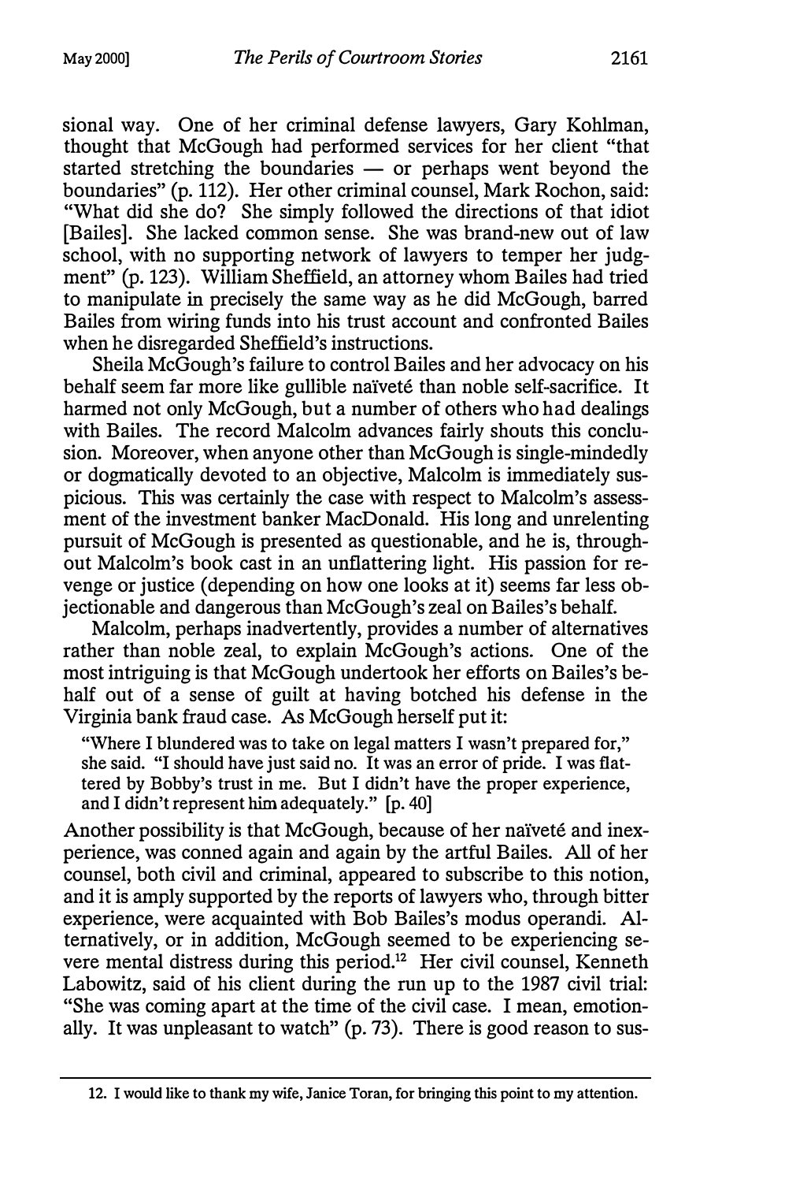sional way. One of her criminal defense lawyers, Gary Kohlman, thought that McGough had performed services for her client "that started stretching the boundaries — or perhaps went beyond the boundaries" (p. 112). Her other criminal counsel, Mark Rochon, said: "What did she do? She simply followed the directions of that idiot [Bailes]. She lacked common sense. She was brand-new out of law school, with no supporting network of lawyers to temper her judgment" (p. 123). William Sheffield, an attorney whom Bailes had tried to manipulate in precisely the same way as he did McGough, barred Bailes from wiring funds into his trust account and confronted Bailes when he disregarded Sheffield's instructions.

Sheila McGough's failure to control Bailes and her advocacy on his behalf seem far more like gullible naïveté than noble self-sacrifice. It harmed not only McGough, but a number of others who had dealings with Bailes. The record Malcolm advances fairly shouts this conclusion. Moreover, when anyone other than McGough is single-mindedly or dogmatically devoted to an objective, Malcolm is immediately suspicious. This was certainly the case with respect to Malcolm's assessment of the investment banker MacDonald. His long and unrelenting pursuit of McGough is presented as questionable, and he is, throughout Malcolm's book cast in an unflattering light. His passion for revenge or justice (depending on how one looks at it) seems far less objectionable and dangerous than McGough's zeal on Bailes's behalf.

Malcolm, perhaps inadvertently, provides a number of alternatives rather than noble zeal, to explain McGough's actions. One of the most intriguing is that McGough undertook her efforts on Bailes's behalf out of a sense of guilt at having botched his defense in the Virginia bank fraud case. As McGough herself put it:

> "Where I blundered was to take on legal matters I wasn't prepared for," she said. "I should have just said no. It was an error of pride. I was flattered by Bobby's trust in me. But I didn't have the proper experience, and I didn't represent him adequately." [p. 40]

Another possibility is that McGough, because of her naïveté and inexperience, was conned again and again by the artful Bailes. All of her counsel, both civil and criminal, appeared to subscribe to this notion, and it is amply supported by the reports of lawyers who, through bitter experience, were acquainted with Bob Bailes's modus operandi. Alternatively, or in addition, McGough seemed to be experiencing severe mental distress during this period.[12] Her civil counsel, Kenneth Labowitz, said of his client during the run up to the 1987 civil trial: "She was coming apart at the time of the civil case. I mean, emotionally. It was unpleasant to watch" (p. 73). There is good reason to sus-

12. I would like to thank my wife, Janice Toran, for bringing this point to my attention.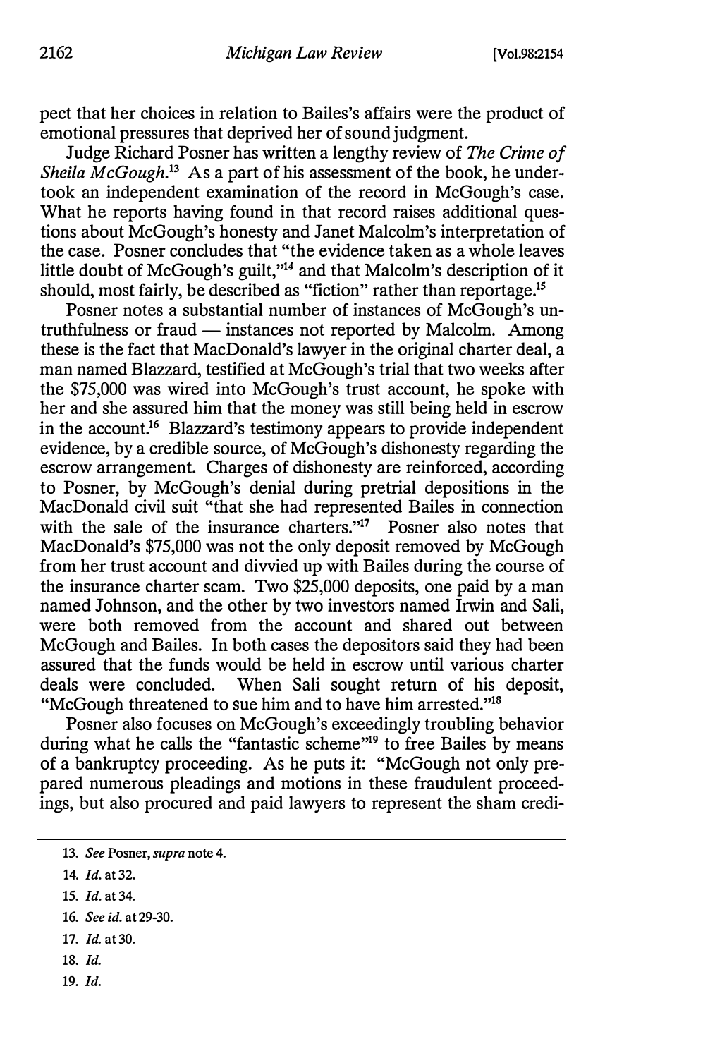pect that her choices in relation to Bailes's affairs were the product of emotional pressures that deprived her of sound judgment.

Judge Richard Posner has written a lengthy review of *The Crime of Sheila McGough*.[13] As a part of his assessment of the book, he undertook an independent examination of the record in McGough's case. What he reports having found in that record raises additional questions about McGough's honesty and Janet Malcolm's interpretation of the case. Posner concludes that "the evidence taken as a whole leaves little doubt of McGough's guilt,"[14] and that Malcolm's description of it should, most fairly, be described as "fiction" rather than reportage.[15]

Posner notes a substantial number of instances of McGough's untruthfulness or fraud — instances not reported by Malcolm. Among these is the fact that MacDonald's lawyer in the original charter deal, a man named Blazzard, testified at McGough's trial that two weeks after the $75,000 was wired into McGough's trust account, he spoke with her and she assured him that the money was still being held in escrow in the account.[16] Blazzard's testimony appears to provide independent evidence, by a credible source, of McGough's dishonesty regarding the escrow arrangement. Charges of dishonesty are reinforced, according to Posner, by McGough's denial during pretrial depositions in the MacDonald civil suit "that she had represented Bailes in connection with the sale of the insurance charters."[17] Posner also notes that MacDonald's $75,000 was not the only deposit removed by McGough from her trust account and divvied up with Bailes during the course of the insurance charter scam. Two $25,000 deposits, one paid by a man named Johnson, and the other by two investors named Irwin and Sali, were both removed from the account and shared out between McGough and Bailes. In both cases the depositors said they had been assured that the funds would be held in escrow until various charter deals were concluded. When Sali sought return of his deposit, "McGough threatened to sue him and to have him arrested."[18]

Posner also focuses on McGough's exceedingly troubling behavior during what he calls the "fantastic scheme"[19] to free Bailes by means of a bankruptcy proceeding. As he puts it: "McGough not only prepared numerous pleadings and motions in these fraudulent proceedings, but also procured and paid lawyers to represent the sham credi-

---

13. *See* Posner, *supra* note 4.

14. *Id.* at 32.

15. *Id.* at 34.

16. *See id.* at 29-30.

17. *Id.* at 30.

18. *Id.*

19. *Id.*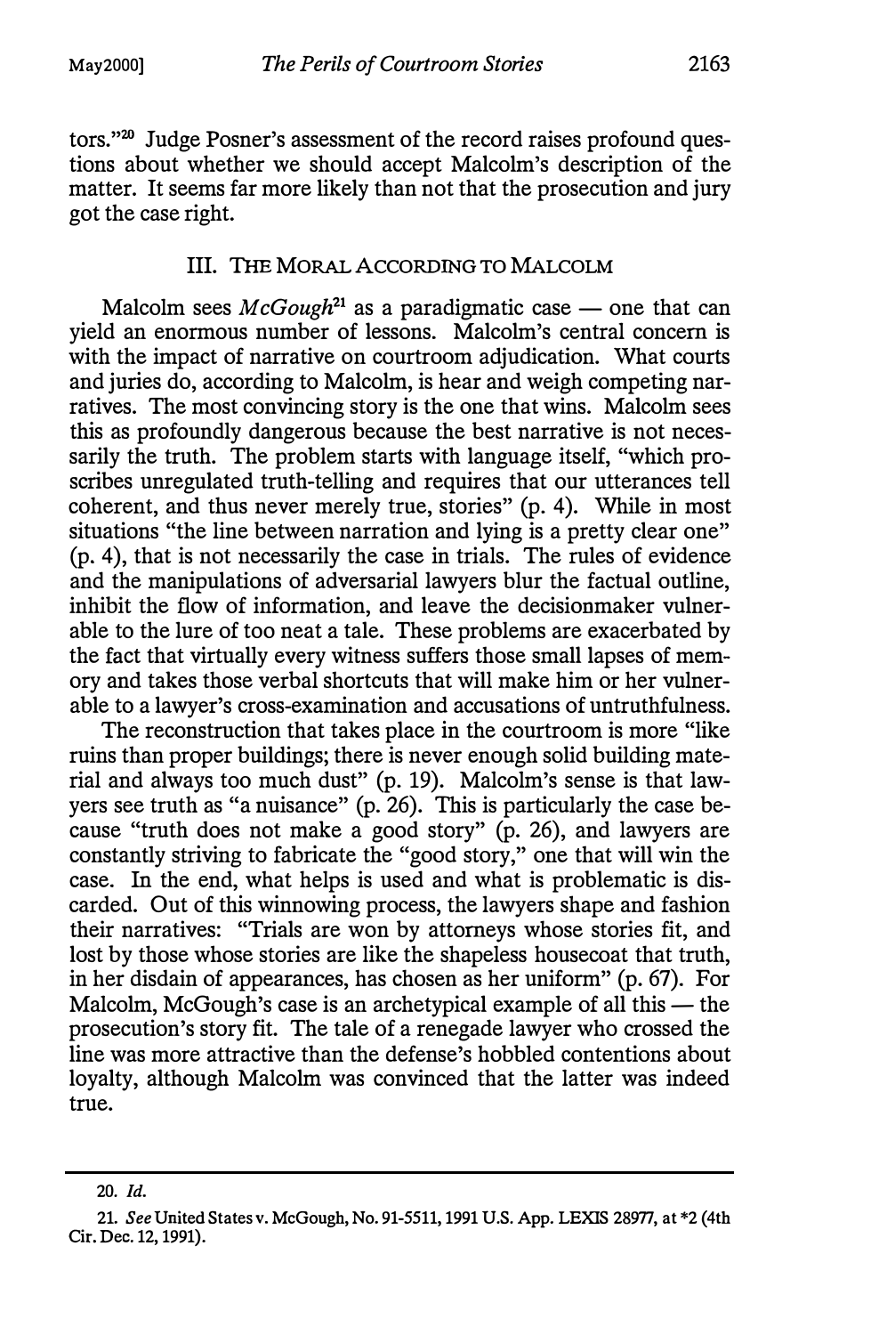tors."[20] Judge Posner's assessment of the record raises profound questions about whether we should accept Malcolm's description of the matter. It seems far more likely than not that the prosecution and jury got the case right.

## III. THE MORAL ACCORDING TO MALCOLM

Malcolm sees *McGough*[21] as a paradigmatic case — one that can yield an enormous number of lessons. Malcolm's central concern is with the impact of narrative on courtroom adjudication. What courts and juries do, according to Malcolm, is hear and weigh competing narratives. The most convincing story is the one that wins. Malcolm sees this as profoundly dangerous because the best narrative is not necessarily the truth. The problem starts with language itself, "which proscribes unregulated truth-telling and requires that our utterances tell coherent, and thus never merely true, stories" (p. 4). While in most situations "the line between narration and lying is a pretty clear one" (p. 4), that is not necessarily the case in trials. The rules of evidence and the manipulations of adversarial lawyers blur the factual outline, inhibit the flow of information, and leave the decisionmaker vulnerable to the lure of too neat a tale. These problems are exacerbated by the fact that virtually every witness suffers those small lapses of memory and takes those verbal shortcuts that will make him or her vulnerable to a lawyer's cross-examination and accusations of untruthfulness.

The reconstruction that takes place in the courtroom is more "like ruins than proper buildings; there is never enough solid building material and always too much dust" (p. 19). Malcolm's sense is that lawyers see truth as "a nuisance" (p. 26). This is particularly the case because "truth does not make a good story" (p. 26), and lawyers are constantly striving to fabricate the "good story," one that will win the case. In the end, what helps is used and what is problematic is discarded. Out of this winnowing process, the lawyers shape and fashion their narratives: "Trials are won by attorneys whose stories fit, and lost by those whose stories are like the shapeless housecoat that truth, in her disdain of appearances, has chosen as her uniform" (p. 67). For Malcolm, McGough's case is an archetypical example of all this — the prosecution's story fit. The tale of a renegade lawyer who crossed the line was more attractive than the defense's hobbled contentions about loyalty, although Malcolm was convinced that the latter was indeed true.

---

20. *Id.*

21. *See* United States v. McGough, No. 91-5511, 1991 U.S. App. LEXIS 28977, at *2 (4th Cir. Dec. 12, 1991).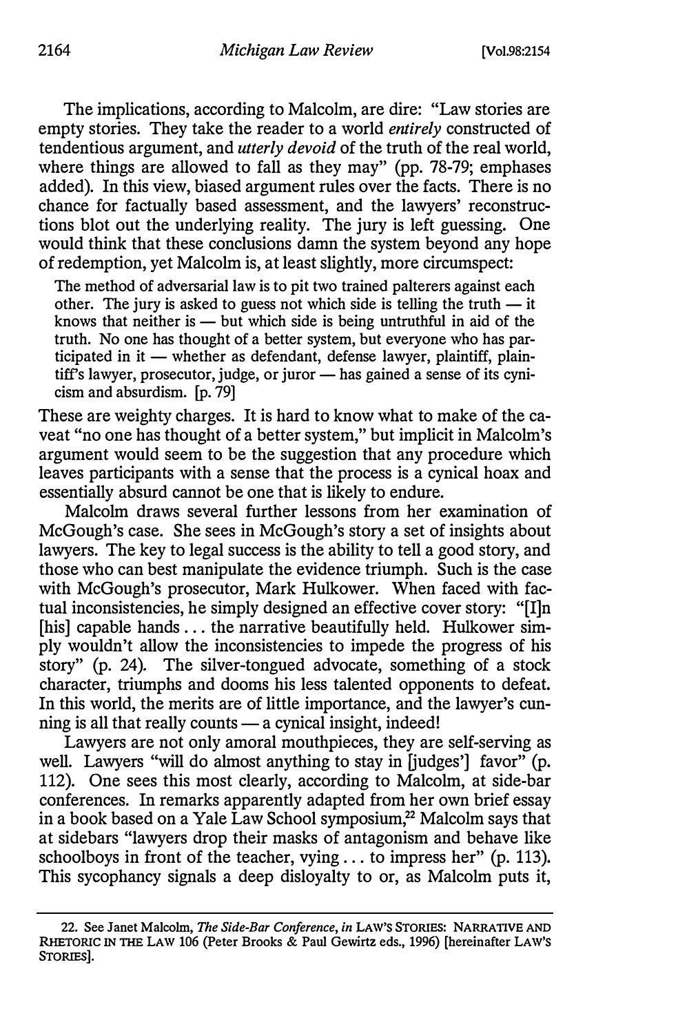The implications, according to Malcolm, are dire: "Law stories are empty stories. They take the reader to a world *entirely* constructed of tendentious argument, and *utterly devoid* of the truth of the real world, where things are allowed to fall as they may" (pp. 78-79; emphases added). In this view, biased argument rules over the facts. There is no chance for factually based assessment, and the lawyers' reconstructions blot out the underlying reality. The jury is left guessing. One would think that these conclusions damn the system beyond any hope of redemption, yet Malcolm is, at least slightly, more circumspect:

> The method of adversarial law is to pit two trained palterers against each other. The jury is asked to guess not which side is telling the truth — it knows that neither is — but which side is being untruthful in aid of the truth. No one has thought of a better system, but everyone who has participated in it — whether as defendant, defense lawyer, plaintiff, plaintiff's lawyer, prosecutor, judge, or juror — has gained a sense of its cynicism and absurdism. [p. 79]

These are weighty charges. It is hard to know what to make of the caveat "no one has thought of a better system," but implicit in Malcolm's argument would seem to be the suggestion that any procedure which leaves participants with a sense that the process is a cynical hoax and essentially absurd cannot be one that is likely to endure.

Malcolm draws several further lessons from her examination of McGough's case. She sees in McGough's story a set of insights about lawyers. The key to legal success is the ability to tell a good story, and those who can best manipulate the evidence triumph. Such is the case with McGough's prosecutor, Mark Hulkower. When faced with factual inconsistencies, he simply designed an effective cover story: "[I]n [his] capable hands . . . the narrative beautifully held. Hulkower simply wouldn't allow the inconsistencies to impede the progress of his story" (p. 24). The silver-tongued advocate, something of a stock character, triumphs and dooms his less talented opponents to defeat. In this world, the merits are of little importance, and the lawyer's cunning is all that really counts — a cynical insight, indeed!

Lawyers are not only amoral mouthpieces, they are self-serving as well. Lawyers "will do almost anything to stay in [judges'] favor" (p. 112). One sees this most clearly, according to Malcolm, at side-bar conferences. In remarks apparently adapted from her own brief essay in a book based on a Yale Law School symposium,[22] Malcolm says that at sidebars "lawyers drop their masks of antagonism and behave like schoolboys in front of the teacher, vying . . . to impress her" (p. 113). This sycophancy signals a deep disloyalty to or, as Malcolm puts it,

---

22. See Janet Malcolm, *The Side-Bar Conference*, *in* LAW'S STORIES: NARRATIVE AND RHETORIC IN THE LAW 106 (Peter Brooks & Paul Gewirtz eds., 1996) [hereinafter LAW'S STORIES].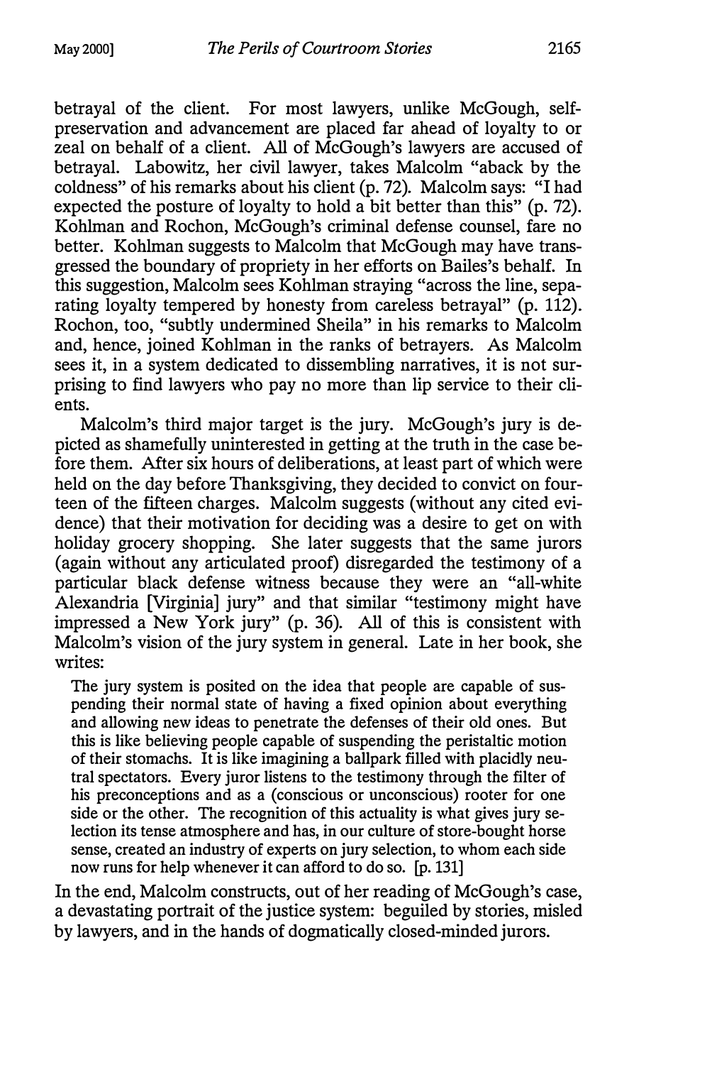betrayal of the client. For most lawyers, unlike McGough, self-preservation and advancement are placed far ahead of loyalty to or zeal on behalf of a client. All of McGough's lawyers are accused of betrayal. Labowitz, her civil lawyer, takes Malcolm "aback by the coldness" of his remarks about his client (p. 72). Malcolm says: "I had expected the posture of loyalty to hold a bit better than this" (p. 72). Kohlman and Rochon, McGough's criminal defense counsel, fare no better. Kohlman suggests to Malcolm that McGough may have transgressed the boundary of propriety in her efforts on Bailes's behalf. In this suggestion, Malcolm sees Kohlman straying "across the line, separating loyalty tempered by honesty from careless betrayal" (p. 112). Rochon, too, "subtly undermined Sheila" in his remarks to Malcolm and, hence, joined Kohlman in the ranks of betrayers. As Malcolm sees it, in a system dedicated to dissembling narratives, it is not surprising to find lawyers who pay no more than lip service to their clients.

Malcolm's third major target is the jury. McGough's jury is depicted as shamefully uninterested in getting at the truth in the case before them. After six hours of deliberations, at least part of which were held on the day before Thanksgiving, they decided to convict on fourteen of the fifteen charges. Malcolm suggests (without any cited evidence) that their motivation for deciding was a desire to get on with holiday grocery shopping. She later suggests that the same jurors (again without any articulated proof) disregarded the testimony of a particular black defense witness because they were an "all-white Alexandria [Virginia] jury" and that similar "testimony might have impressed a New York jury" (p. 36). All of this is consistent with Malcolm's vision of the jury system in general. Late in her book, she writes:

> The jury system is posited on the idea that people are capable of suspending their normal state of having a fixed opinion about everything and allowing new ideas to penetrate the defenses of their old ones. But this is like believing people capable of suspending the peristaltic motion of their stomachs. It is like imagining a ballpark filled with placidly neutral spectators. Every juror listens to the testimony through the filter of his preconceptions and as a (conscious or unconscious) rooter for one side or the other. The recognition of this actuality is what gives jury selection its tense atmosphere and has, in our culture of store-bought horse sense, created an industry of experts on jury selection, to whom each side now runs for help whenever it can afford to do so. [p. 131]

In the end, Malcolm constructs, out of her reading of McGough's case, a devastating portrait of the justice system: beguiled by stories, misled by lawyers, and in the hands of dogmatically closed-minded jurors.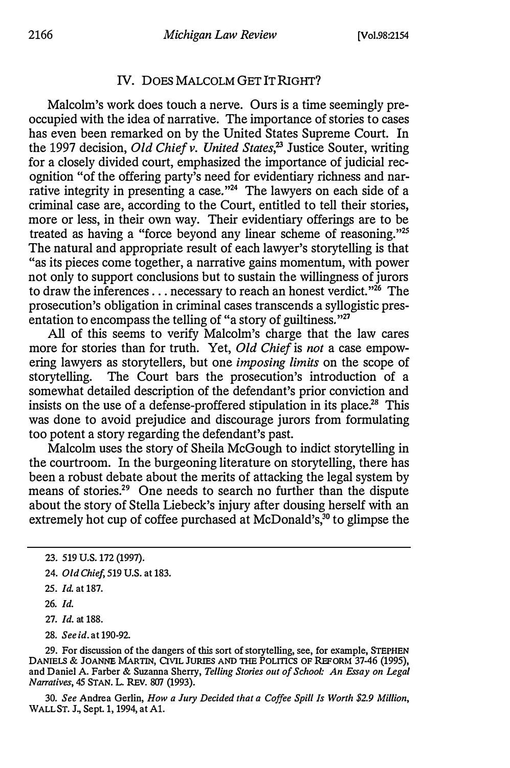## IV. DOES MALCOLM GET IT RIGHT?

Malcolm's work does touch a nerve. Ours is a time seemingly preoccupied with the idea of narrative. The importance of stories to cases has even been remarked on by the United States Supreme Court. In the 1997 decision, *Old Chief v. United States*,[23] Justice Souter, writing for a closely divided court, emphasized the importance of judicial recognition "of the offering party's need for evidentiary richness and narrative integrity in presenting a case."[24] The lawyers on each side of a criminal case are, according to the Court, entitled to tell their stories, more or less, in their own way. Their evidentiary offerings are to be treated as having a "force beyond any linear scheme of reasoning."[25] The natural and appropriate result of each lawyer's storytelling is that "as its pieces come together, a narrative gains momentum, with power not only to support conclusions but to sustain the willingness of jurors to draw the inferences . . . necessary to reach an honest verdict."[26] The prosecution's obligation in criminal cases transcends a syllogistic presentation to encompass the telling of "a story of guiltiness."[27]

All of this seems to verify Malcolm's charge that the law cares more for stories than for truth. Yet, *Old Chief* is *not* a case empowering lawyers as storytellers, but one *imposing limits* on the scope of storytelling. The Court bars the prosecution's introduction of a somewhat detailed description of the defendant's prior conviction and insists on the use of a defense-proffered stipulation in its place.[28] This was done to avoid prejudice and discourage jurors from formulating too potent a story regarding the defendant's past.

Malcolm uses the story of Sheila McGough to indict storytelling in the courtroom. In the burgeoning literature on storytelling, there has been a robust debate about the merits of attacking the legal system by means of stories.[29] One needs to search no further than the dispute about the story of Stella Liebeck's injury after dousing herself with an extremely hot cup of coffee purchased at McDonald's,[30] to glimpse the

---

23. 519 U.S. 172 (1997).

24. *Old Chief*, 519 U.S. at 183.

25. *Id.* at 187.

26. *Id.*

27. *Id.* at 188.

28. *See id.* at 190-92.

29. For discussion of the dangers of this sort of storytelling, see, for example, STEPHEN DANIELS & JOANNE MARTIN, CIVIL JURIES AND THE POLITICS OF REFORM 37-46 (1995), and Daniel A. Farber & Suzanna Sherry, *Telling Stories out of School: An Essay on Legal Narratives*, 45 STAN. L. REV. 807 (1993).

30. *See* Andrea Gerlin, *How a Jury Decided that a Coffee Spill Is Worth $2.9 Million*, WALL ST. J., Sept. 1, 1994, at A1.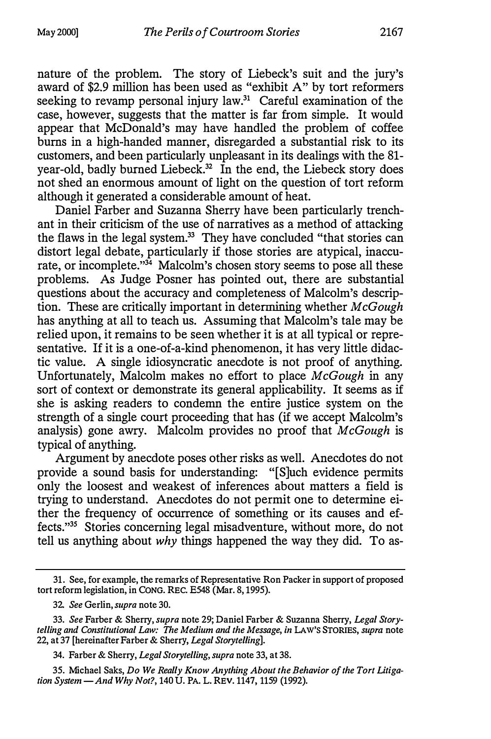nature of the problem. The story of Liebeck's suit and the jury's award of $2.9 million has been used as "exhibit A" by tort reformers seeking to revamp personal injury law.[31] Careful examination of the case, however, suggests that the matter is far from simple. It would appear that McDonald's may have handled the problem of coffee burns in a high-handed manner, disregarded a substantial risk to its customers, and been particularly unpleasant in its dealings with the 81-year-old, badly burned Liebeck.[32] In the end, the Liebeck story does not shed an enormous amount of light on the question of tort reform although it generated a considerable amount of heat.

Daniel Farber and Suzanna Sherry have been particularly trenchant in their criticism of the use of narratives as a method of attacking the flaws in the legal system.[33] They have concluded "that stories can distort legal debate, particularly if those stories are atypical, inaccurate, or incomplete."[34] Malcolm's chosen story seems to pose all these problems. As Judge Posner has pointed out, there are substantial questions about the accuracy and completeness of Malcolm's description. These are critically important in determining whether *McGough* has anything at all to teach us. Assuming that Malcolm's tale may be relied upon, it remains to be seen whether it is at all typical or representative. If it is a one-of-a-kind phenomenon, it has very little didactic value. A single idiosyncratic anecdote is not proof of anything. Unfortunately, Malcolm makes no effort to place *McGough* in any sort of context or demonstrate its general applicability. It seems as if she is asking readers to condemn the entire justice system on the strength of a single court proceeding that has (if we accept Malcolm's analysis) gone awry. Malcolm provides no proof that *McGough* is typical of anything.

Argument by anecdote poses other risks as well. Anecdotes do not provide a sound basis for understanding: "[S]uch evidence permits only the loosest and weakest of inferences about matters a field is trying to understand. Anecdotes do not permit one to determine either the frequency of occurrence of something or its causes and effects."[35] Stories concerning legal misadventure, without more, do not tell us anything about *why* things happened the way they did. To as-

---

31. See, for example, the remarks of Representative Ron Packer in support of proposed tort reform legislation, in CONG. REC. E548 (Mar. 8, 1995).

32. *See* Gerlin, *supra* note 30.

33. *See* Farber & Sherry, *supra* note 29; Daniel Farber & Suzanna Sherry, *Legal Storytelling and Constitutional Law: The Medium and the Message*, *in* LAW'S STORIES, *supra* note 22, at 37 [hereinafter Farber & Sherry, *Legal Storytelling*].

34. Farber & Sherry, *Legal Storytelling*, *supra* note 33, at 38.

35. Michael Saks, *Do We Really Know Anything About the Behavior of the Tort Litigation System — And Why Not?*, 140 U. PA. L. REV. 1147, 1159 (1992).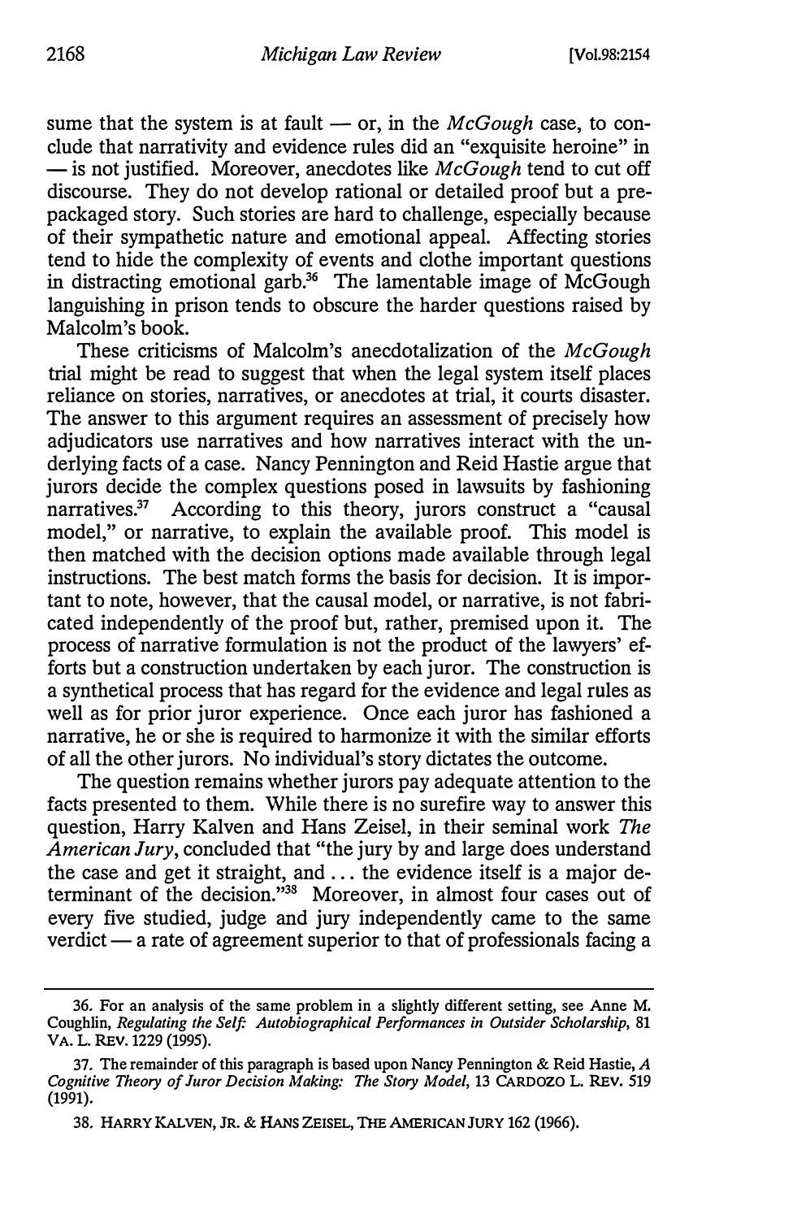sume that the system is at fault — or, in the *McGough* case, to conclude that narrativity and evidence rules did an "exquisite heroine" in — is not justified. Moreover, anecdotes like *McGough* tend to cut off discourse. They do not develop rational or detailed proof but a prepackaged story. Such stories are hard to challenge, especially because of their sympathetic nature and emotional appeal. Affecting stories tend to hide the complexity of events and clothe important questions in distracting emotional garb.[36] The lamentable image of McGough languishing in prison tends to obscure the harder questions raised by Malcolm's book.

These criticisms of Malcolm's anecdotalization of the *McGough* trial might be read to suggest that when the legal system itself places reliance on stories, narratives, or anecdotes at trial, it courts disaster. The answer to this argument requires an assessment of precisely how adjudicators use narratives and how narratives interact with the underlying facts of a case. Nancy Pennington and Reid Hastie argue that jurors decide the complex questions posed in lawsuits by fashioning narratives.[37] According to this theory, jurors construct a "causal model," or narrative, to explain the available proof. This model is then matched with the decision options made available through legal instructions. The best match forms the basis for decision. It is important to note, however, that the causal model, or narrative, is not fabricated independently of the proof but, rather, premised upon it. The process of narrative formulation is not the product of the lawyers' efforts but a construction undertaken by each juror. The construction is a synthetical process that has regard for the evidence and legal rules as well as for prior juror experience. Once each juror has fashioned a narrative, he or she is required to harmonize it with the similar efforts of all the other jurors. No individual's story dictates the outcome.

The question remains whether jurors pay adequate attention to the facts presented to them. While there is no surefire way to answer this question, Harry Kalven and Hans Zeisel, in their seminal work *The American Jury*, concluded that "the jury by and large does understand the case and get it straight, and . . . the evidence itself is a major determinant of the decision."[38] Moreover, in almost four cases out of every five studied, judge and jury independently came to the same verdict — a rate of agreement superior to that of professionals facing a

---

36. For an analysis of the same problem in a slightly different setting, see Anne M. Coughlin, *Regulating the Self: Autobiographical Performances in Outsider Scholarship*, 81 VA. L. REV. 1229 (1995).

37. The remainder of this paragraph is based upon Nancy Pennington & Reid Hastie, *A Cognitive Theory of Juror Decision Making: The Story Model*, 13 CARDOZO L. REV. 519 (1991).

38. HARRY KALVEN, JR. & HANS ZEISEL, THE AMERICAN JURY 162 (1966).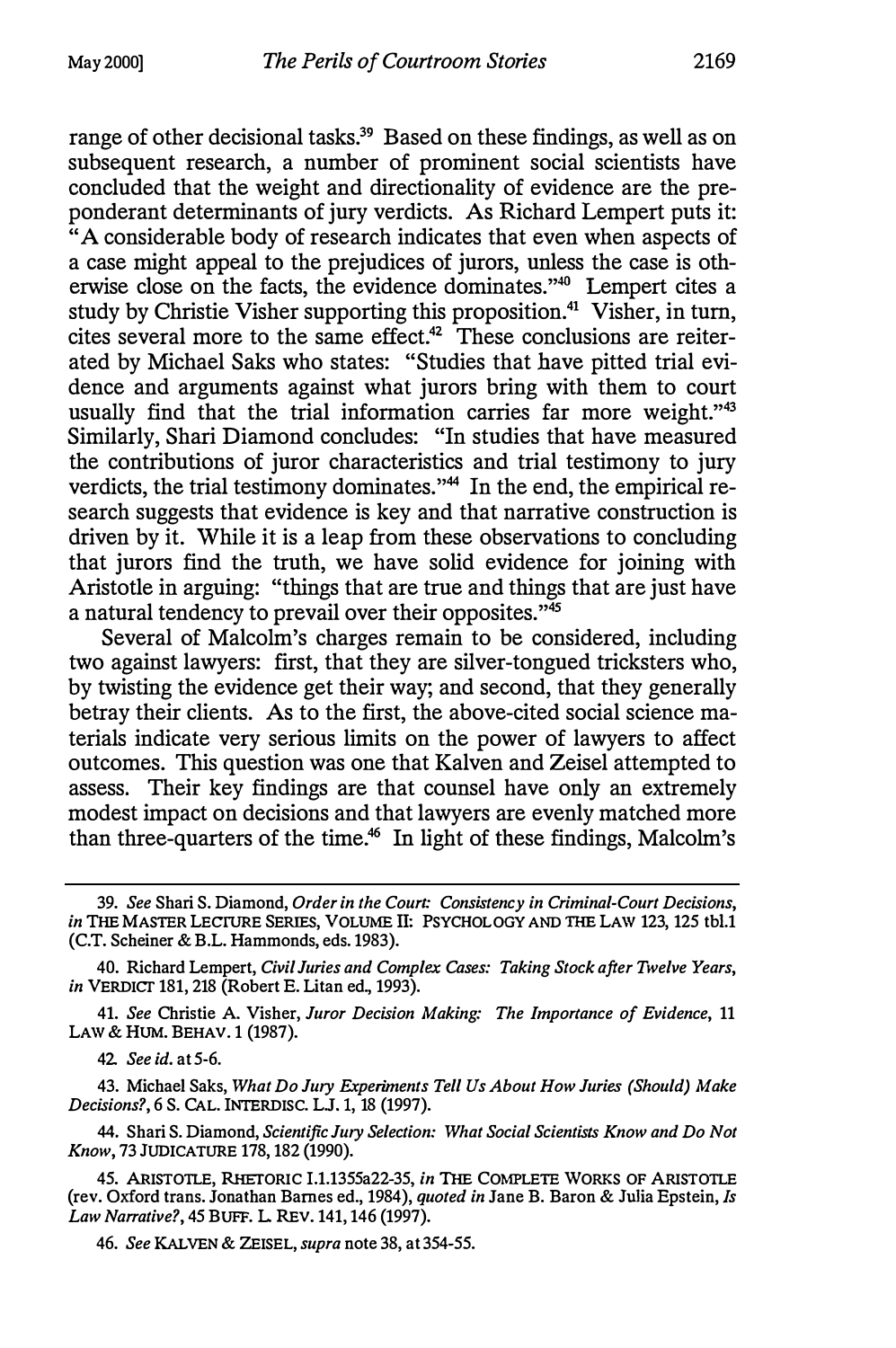range of other decisional tasks.[39] Based on these findings, as well as on subsequent research, a number of prominent social scientists have concluded that the weight and directionality of evidence are the preponderant determinants of jury verdicts. As Richard Lempert puts it: "A considerable body of research indicates that even when aspects of a case might appeal to the prejudices of jurors, unless the case is otherwise close on the facts, the evidence dominates."[40] Lempert cites a study by Christie Visher supporting this proposition.[41] Visher, in turn, cites several more to the same effect.[42] These conclusions are reiterated by Michael Saks who states: "Studies that have pitted trial evidence and arguments against what jurors bring with them to court usually find that the trial information carries far more weight."[43] Similarly, Shari Diamond concludes: "In studies that have measured the contributions of juror characteristics and trial testimony to jury verdicts, the trial testimony dominates."[44] In the end, the empirical research suggests that evidence is key and that narrative construction is driven by it. While it is a leap from these observations to concluding that jurors find the truth, we have solid evidence for joining with Aristotle in arguing: "things that are true and things that are just have a natural tendency to prevail over their opposites."[45]

Several of Malcolm's charges remain to be considered, including two against lawyers: first, that they are silver-tongued tricksters who, by twisting the evidence get their way; and second, that they generally betray their clients. As to the first, the above-cited social science materials indicate very serious limits on the power of lawyers to affect outcomes. This question was one that Kalven and Zeisel attempted to assess. Their key findings are that counsel have only an extremely modest impact on decisions and that lawyers are evenly matched more than three-quarters of the time.[46] In light of these findings, Malcolm's

---

39. *See* Shari S. Diamond, *Order in the Court: Consistency in Criminal-Court Decisions*, *in* THE MASTER LECTURE SERIES, VOLUME II: PSYCHOLOGY AND THE LAW 123, 125 tbl.1 (C.T. Scheiner & B.L. Hammonds, eds. 1983).

40. Richard Lempert, *Civil Juries and Complex Cases: Taking Stock after Twelve Years*, *in* VERDICT 181, 218 (Robert E. Litan ed., 1993).

41. *See* Christie A. Visher, *Juror Decision Making: The Importance of Evidence*, 11 LAW & HUM. BEHAV. 1 (1987).

42. *See id.* at 5-6.

43. Michael Saks, *What Do Jury Experiments Tell Us About How Juries (Should) Make Decisions?*, 6 S. CAL. INTERDISC. L.J. 1, 18 (1997).

44. Shari S. Diamond, *Scientific Jury Selection: What Social Scientists Know and Do Not Know*, 73 JUDICATURE 178, 182 (1990).

45. ARISTOTLE, RHETORIC I.1.1355a22-35, *in* THE COMPLETE WORKS OF ARISTOTLE (rev. Oxford trans. Jonathan Barnes ed., 1984), *quoted in* Jane B. Baron & Julia Epstein, *Is Law Narrative?*, 45 BUFF. L. REV. 141, 146 (1997).

46. *See* KALVEN & ZEISEL, *supra* note 38, at 354-55.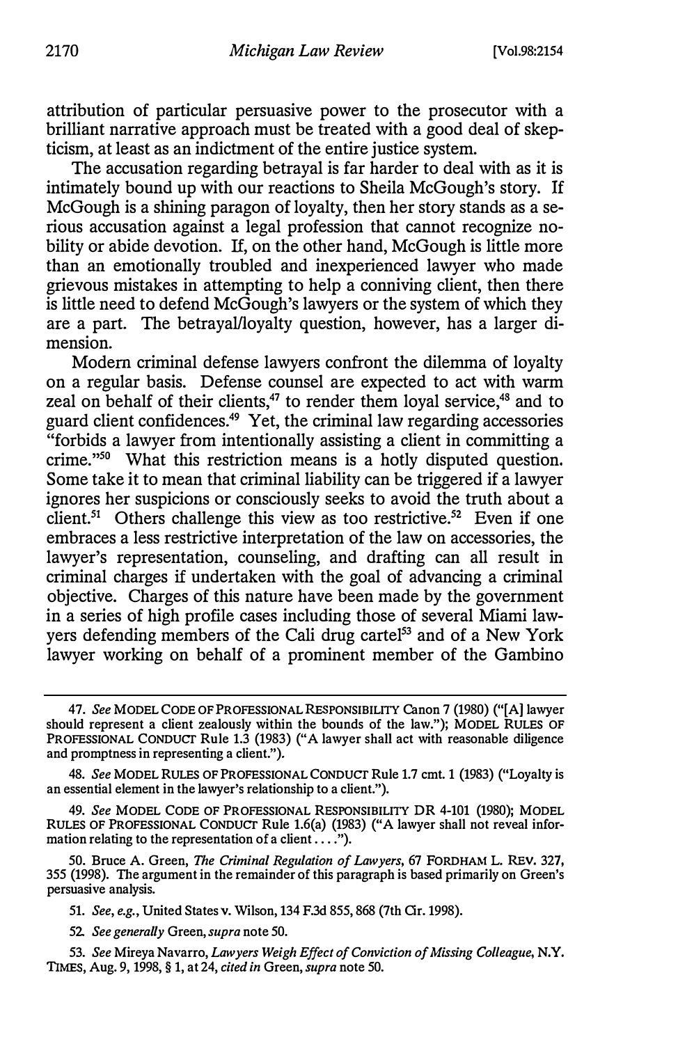attribution of particular persuasive power to the prosecutor with a brilliant narrative approach must be treated with a good deal of skepticism, at least as an indictment of the entire justice system.

The accusation regarding betrayal is far harder to deal with as it is intimately bound up with our reactions to Sheila McGough's story. If McGough is a shining paragon of loyalty, then her story stands as a serious accusation against a legal profession that cannot recognize nobility or abide devotion. If, on the other hand, McGough is little more than an emotionally troubled and inexperienced lawyer who made grievous mistakes in attempting to help a conniving client, then there is little need to defend McGough's lawyers or the system of which they are a part. The betrayal/loyalty question, however, has a larger dimension.

Modern criminal defense lawyers confront the dilemma of loyalty on a regular basis. Defense counsel are expected to act with warm zeal on behalf of their clients,[47] to render them loyal service,[48] and to guard client confidences.[49] Yet, the criminal law regarding accessories "forbids a lawyer from intentionally assisting a client in committing a crime."[50] What this restriction means is a hotly disputed question. Some take it to mean that criminal liability can be triggered if a lawyer ignores her suspicions or consciously seeks to avoid the truth about a client.[51] Others challenge this view as too restrictive.[52] Even if one embraces a less restrictive interpretation of the law on accessories, the lawyer's representation, counseling, and drafting can all result in criminal charges if undertaken with the goal of advancing a criminal objective. Charges of this nature have been made by the government in a series of high profile cases including those of several Miami lawyers defending members of the Cali drug cartel[53] and of a New York lawyer working on behalf of a prominent member of the Gambino

---

47. *See* MODEL CODE OF PROFESSIONAL RESPONSIBILITY Canon 7 (1980) ("[A] lawyer should represent a client zealously within the bounds of the law."); MODEL RULES OF PROFESSIONAL CONDUCT Rule 1.3 (1983) ("A lawyer shall act with reasonable diligence and promptness in representing a client.").

48. *See* MODEL RULES OF PROFESSIONAL CONDUCT Rule 1.7 cmt. 1 (1983) ("Loyalty is an essential element in the lawyer's relationship to a client.").

49. *See* MODEL CODE OF PROFESSIONAL RESPONSIBILITY DR 4-101 (1980); MODEL RULES OF PROFESSIONAL CONDUCT Rule 1.6(a) (1983) ("A lawyer shall not reveal information relating to the representation of a client....").

50. Bruce A. Green, *The Criminal Regulation of Lawyers*, 67 FORDHAM L. REV. 327, 355 (1998). The argument in the remainder of this paragraph is based primarily on Green's persuasive analysis.

51. *See, e.g.*, United States v. Wilson, 134 F.3d 855, 868 (7th Cir. 1998).

52. *See generally* Green, *supra* note 50.

53. *See* Mireya Navarro, *Lawyers Weigh Effect of Conviction of Missing Colleague*, N.Y. TIMES, Aug. 9, 1998, § 1, at 24, *cited in* Green, *supra* note 50.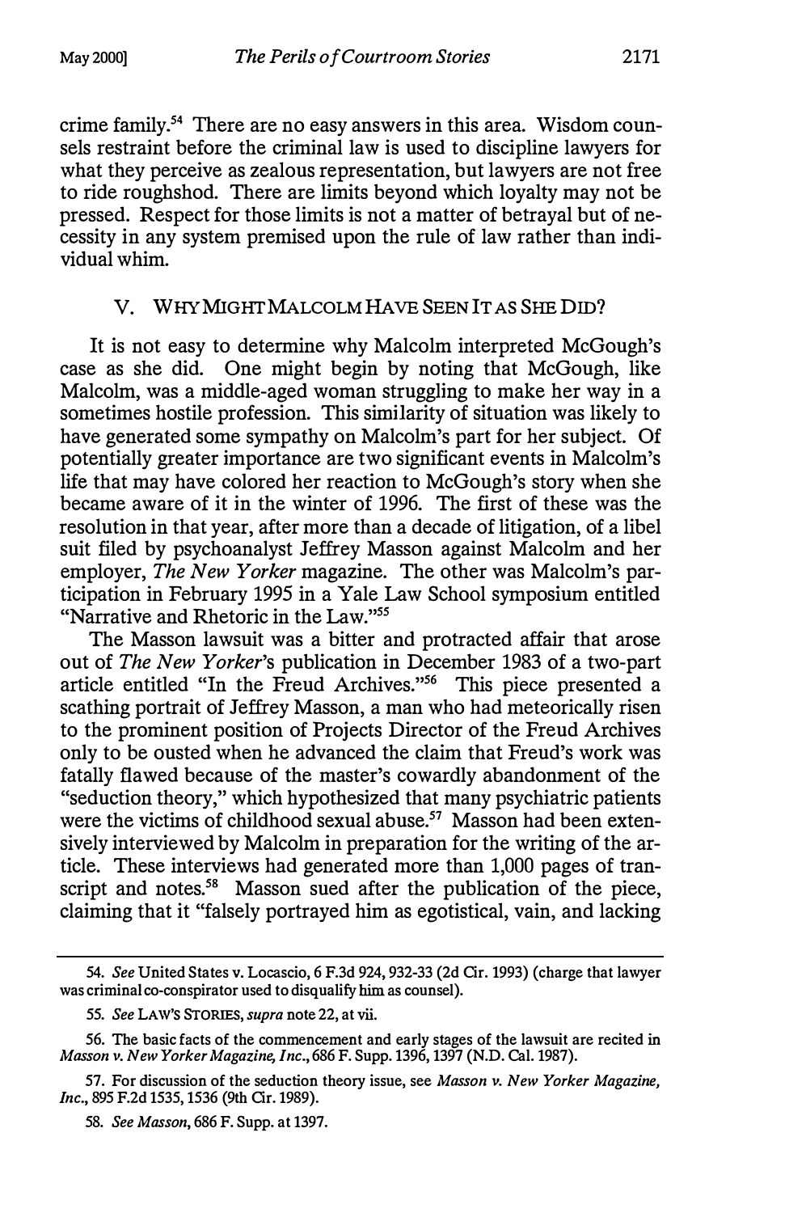crime family.[54] There are no easy answers in this area. Wisdom counsels restraint before the criminal law is used to discipline lawyers for what they perceive as zealous representation, but lawyers are not free to ride roughshod. There are limits beyond which loyalty may not be pressed. Respect for those limits is not a matter of betrayal but of necessity in any system premised upon the rule of law rather than individual whim.

## V. WHY MIGHT MALCOLM HAVE SEEN IT AS SHE DID?

It is not easy to determine why Malcolm interpreted McGough's case as she did. One might begin by noting that McGough, like Malcolm, was a middle-aged woman struggling to make her way in a sometimes hostile profession. This similarity of situation was likely to have generated some sympathy on Malcolm's part for her subject. Of potentially greater importance are two significant events in Malcolm's life that may have colored her reaction to McGough's story when she became aware of it in the winter of 1996. The first of these was the resolution in that year, after more than a decade of litigation, of a libel suit filed by psychoanalyst Jeffrey Masson against Malcolm and her employer, *The New Yorker* magazine. The other was Malcolm's participation in February 1995 in a Yale Law School symposium entitled "Narrative and Rhetoric in the Law."[55]

The Masson lawsuit was a bitter and protracted affair that arose out of *The New Yorker*'s publication in December 1983 of a two-part article entitled "In the Freud Archives."[56] This piece presented a scathing portrait of Jeffrey Masson, a man who had meteorically risen to the prominent position of Projects Director of the Freud Archives only to be ousted when he advanced the claim that Freud's work was fatally flawed because of the master's cowardly abandonment of the "seduction theory," which hypothesized that many psychiatric patients were the victims of childhood sexual abuse.[57] Masson had been extensively interviewed by Malcolm in preparation for the writing of the article. These interviews had generated more than 1,000 pages of transcript and notes.[58] Masson sued after the publication of the piece, claiming that it "falsely portrayed him as egotistical, vain, and lacking

---

54. *See* United States v. Locascio, 6 F.3d 924, 932-33 (2d Cir. 1993) (charge that lawyer was criminal co-conspirator used to disqualify him as counsel).

55. *See* LAW'S STORIES, *supra* note 22, at vii.

56. The basic facts of the commencement and early stages of the lawsuit are recited in *Masson v. New Yorker Magazine, Inc.*, 686 F. Supp. 1396, 1397 (N.D. Cal. 1987).

57. For discussion of the seduction theory issue, see *Masson v. New Yorker Magazine, Inc.*, 895 F.2d 1535, 1536 (9th Cir. 1989).

58. *See Masson*, 686 F. Supp. at 1397.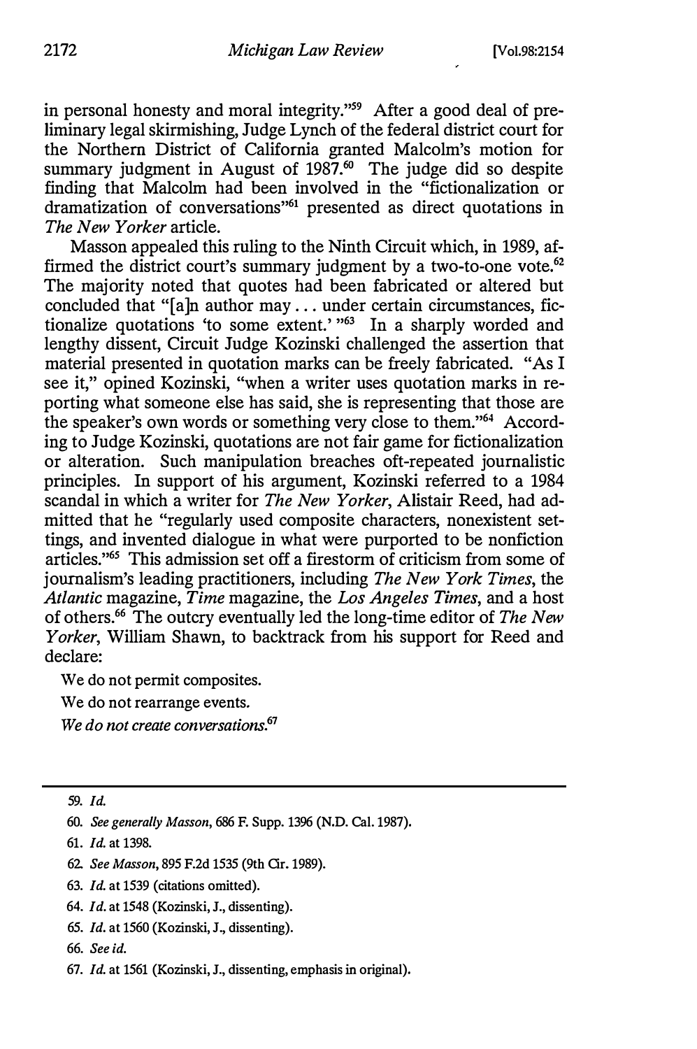in personal honesty and moral integrity."[59] After a good deal of preliminary legal skirmishing, Judge Lynch of the federal district court for the Northern District of California granted Malcolm's motion for summary judgment in August of 1987.[60] The judge did so despite finding that Malcolm had been involved in the "fictionalization or dramatization of conversations"[61] presented as direct quotations in *The New Yorker* article.

Masson appealed this ruling to the Ninth Circuit which, in 1989, affirmed the district court's summary judgment by a two-to-one vote.[62] The majority noted that quotes had been fabricated or altered but concluded that "[a]n author may . . . under certain circumstances, fictionalize quotations 'to some extent.' "[63] In a sharply worded and lengthy dissent, Circuit Judge Kozinski challenged the assertion that material presented in quotation marks can be freely fabricated. "As I see it," opined Kozinski, "when a writer uses quotation marks in reporting what someone else has said, she is representing that those are the speaker's own words or something very close to them."[64] According to Judge Kozinski, quotations are not fair game for fictionalization or alteration. Such manipulation breaches oft-repeated journalistic principles. In support of his argument, Kozinski referred to a 1984 scandal in which a writer for *The New Yorker*, Alistair Reed, had admitted that he "regularly used composite characters, nonexistent settings, and invented dialogue in what were purported to be nonfiction articles."[65] This admission set off a firestorm of criticism from some of journalism's leading practitioners, including *The New York Times*, the *Atlantic* magazine, *Time* magazine, the *Los Angeles Times*, and a host of others.[66] The outcry eventually led the long-time editor of *The New Yorker*, William Shawn, to backtrack from his support for Reed and declare:

> We do not permit composites.
>
> We do not rearrange events.
>
> *We do not create conversations.*[67]

---

59. *Id.*

60. *See generally Masson*, 686 F. Supp. 1396 (N.D. Cal. 1987).

61. *Id.* at 1398.

62. *See Masson*, 895 F.2d 1535 (9th Cir. 1989).

63. *Id.* at 1539 (citations omitted).

64. *Id.* at 1548 (Kozinski, J., dissenting).

65. *Id.* at 1560 (Kozinski, J., dissenting).

66. *See id.*

67. *Id.* at 1561 (Kozinski, J., dissenting, emphasis in original).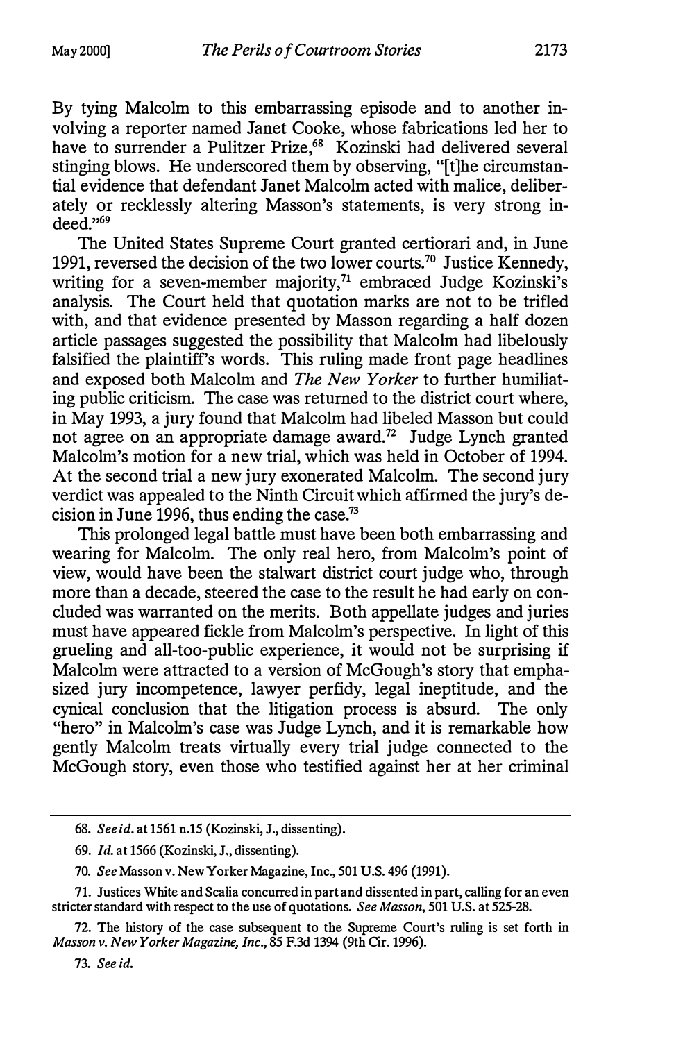By tying Malcolm to this embarrassing episode and to another involving a reporter named Janet Cooke, whose fabrications led her to have to surrender a Pulitzer Prize,[68] Kozinski had delivered several stinging blows. He underscored them by observing, "[t]he circumstantial evidence that defendant Janet Malcolm acted with malice, deliberately or recklessly altering Masson's statements, is very strong indeed."[69]

The United States Supreme Court granted certiorari and, in June 1991, reversed the decision of the two lower courts.[70] Justice Kennedy, writing for a seven-member majority,[71] embraced Judge Kozinski's analysis. The Court held that quotation marks are not to be trifled with, and that evidence presented by Masson regarding a half dozen article passages suggested the possibility that Malcolm had libelously falsified the plaintiff's words. This ruling made front page headlines and exposed both Malcolm and *The New Yorker* to further humiliating public criticism. The case was returned to the district court where, in May 1993, a jury found that Malcolm had libeled Masson but could not agree on an appropriate damage award.[72] Judge Lynch granted Malcolm's motion for a new trial, which was held in October of 1994. At the second trial a new jury exonerated Malcolm. The second jury verdict was appealed to the Ninth Circuit which affirmed the jury's decision in June 1996, thus ending the case.[73]

This prolonged legal battle must have been both embarrassing and wearing for Malcolm. The only real hero, from Malcolm's point of view, would have been the stalwart district court judge who, through more than a decade, steered the case to the result he had early on concluded was warranted on the merits. Both appellate judges and juries must have appeared fickle from Malcolm's perspective. In light of this grueling and all-too-public experience, it would not be surprising if Malcolm were attracted to a version of McGough's story that emphasized jury incompetence, lawyer perfidy, legal ineptitude, and the cynical conclusion that the litigation process is absurd. The only "hero" in Malcolm's case was Judge Lynch, and it is remarkable how gently Malcolm treats virtually every trial judge connected to the McGough story, even those who testified against her at her criminal

---

68. *See id.* at 1561 n.15 (Kozinski, J., dissenting).

69. *Id.* at 1566 (Kozinski, J., dissenting).

70. *See* Masson v. New Yorker Magazine, Inc., 501 U.S. 496 (1991).

71. Justices White and Scalia concurred in part and dissented in part, calling for an even stricter standard with respect to the use of quotations. *See Masson*, 501 U.S. at 525-28.

72. The history of the case subsequent to the Supreme Court's ruling is set forth in *Masson v. New Yorker Magazine, Inc.*, 85 F.3d 1394 (9th Cir. 1996).

73. *See id.*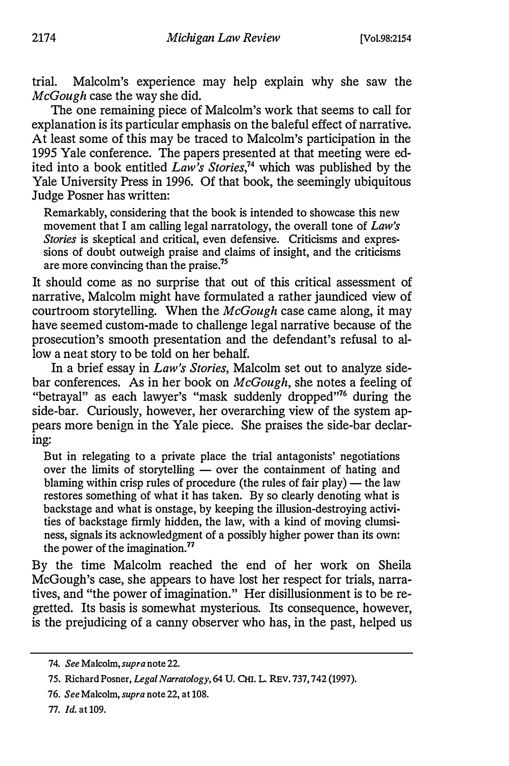trial. Malcolm's experience may help explain why she saw the *McGough* case the way she did.

The one remaining piece of Malcolm's work that seems to call for explanation is its particular emphasis on the baleful effect of narrative. At least some of this may be traced to Malcolm's participation in the 1995 Yale conference. The papers presented at that meeting were edited into a book entitled *Law's Stories*,[74] which was published by the Yale University Press in 1996. Of that book, the seemingly ubiquitous Judge Posner has written:

> Remarkably, considering that the book is intended to showcase this new movement that I am calling legal narratology, the overall tone of *Law's Stories* is skeptical and critical, even defensive. Criticisms and expressions of doubt outweigh praise and claims of insight, and the criticisms are more convincing than the praise.[75]

It should come as no surprise that out of this critical assessment of narrative, Malcolm might have formulated a rather jaundiced view of courtroom storytelling. When the *McGough* case came along, it may have seemed custom-made to challenge legal narrative because of the prosecution's smooth presentation and the defendant's refusal to allow a neat story to be told on her behalf.

In a brief essay in *Law's Stories*, Malcolm set out to analyze side-bar conferences. As in her book on *McGough*, she notes a feeling of "betrayal" as each lawyer's "mask suddenly dropped"[76] during the side-bar. Curiously, however, her overarching view of the system appears more benign in the Yale piece. She praises the side-bar declaring:

> But in relegating to a private place the trial antagonists' negotiations over the limits of storytelling — over the containment of hating and blaming within crisp rules of procedure (the rules of fair play) — the law restores something of what it has taken. By so clearly denoting what is backstage and what is onstage, by keeping the illusion-destroying activities of backstage firmly hidden, the law, with a kind of moving clumsiness, signals its acknowledgment of a possibly higher power than its own: the power of the imagination.[77]

By the time Malcolm reached the end of her work on Sheila McGough's case, she appears to have lost her respect for trials, narratives, and "the power of imagination." Her disillusionment is to be regretted. Its basis is somewhat mysterious. Its consequence, however, is the prejudicing of a canny observer who has, in the past, helped us

---

74. *See* Malcolm, *supra* note 22.

75. Richard Posner, *Legal Narratology*, 64 U. CHI. L. REV. 737, 742 (1997).

76. *See* Malcolm, *supra* note 22, at 108.

77. *Id.* at 109.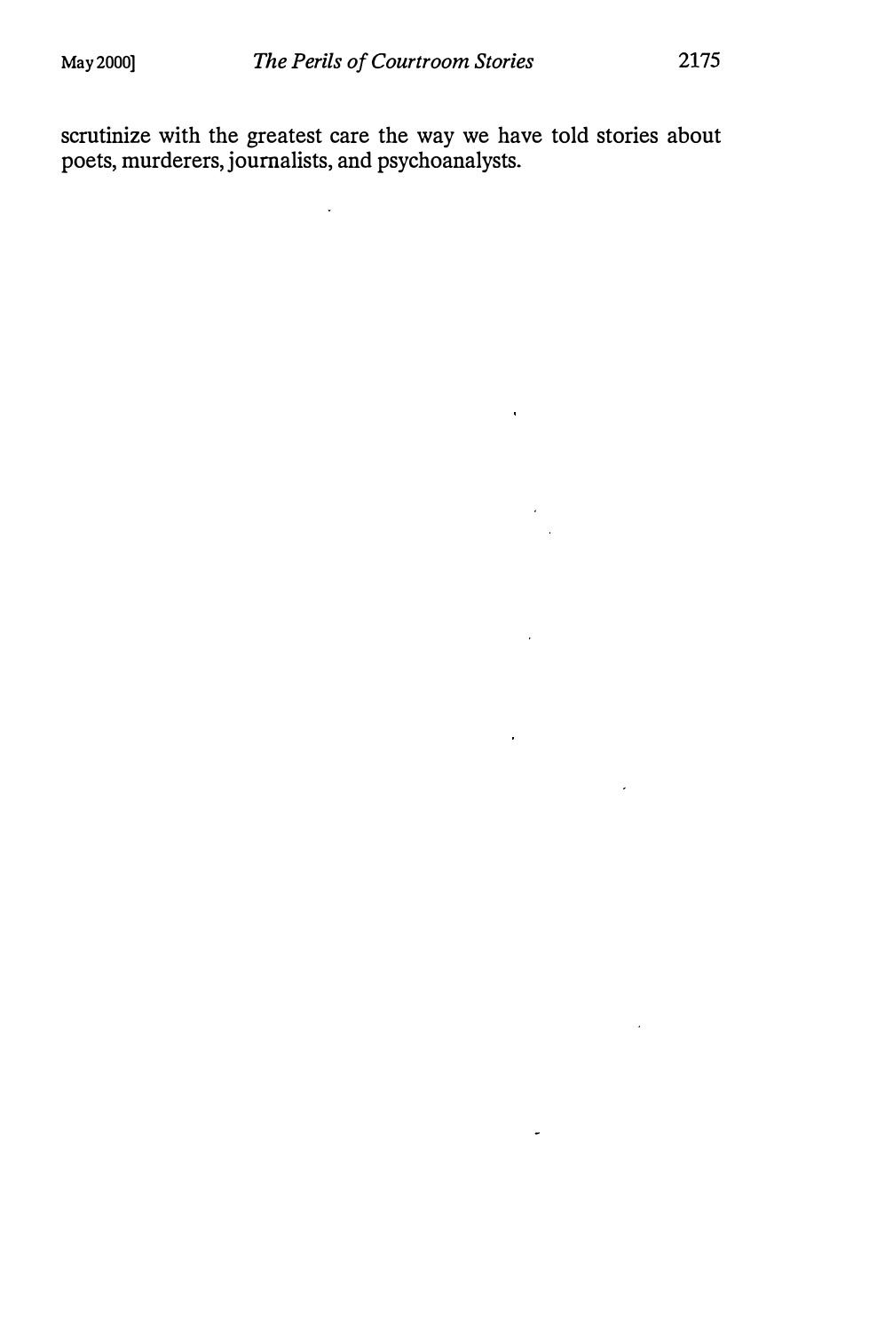scrutinize with the greatest care the way we have told stories about poets, murderers, journalists, and psychoanalysts.